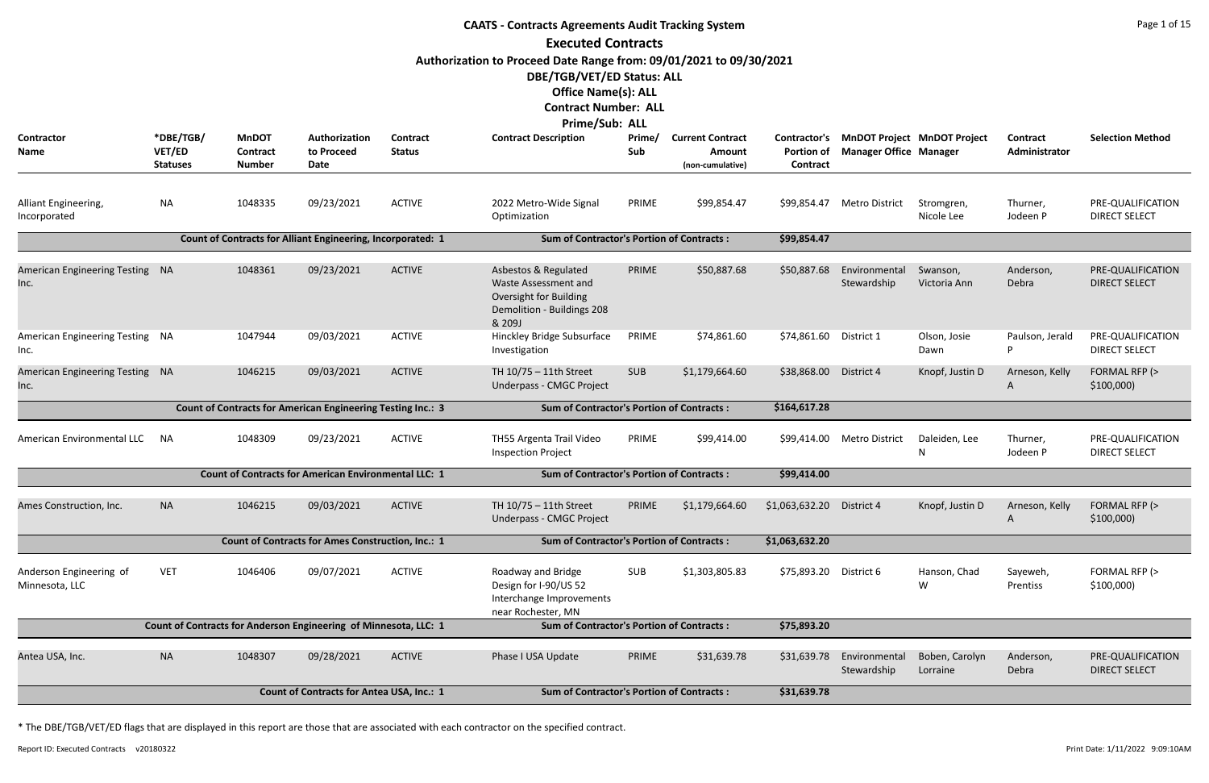# CAATS - Contracts Agreements Audit Tracking System

## Executed Contracts

**Authorization to Proceed Date Range from: 09/01/2021 to 09/30/2021**

**DBE/TGB/VET/ED Status: ALL**

**Office Name(s): ALL**

**Contract Number: ALL**

**Prime/Sub: ALL**

| Contractor Name | *DBE/TGB/ VET/ED Statuses | MnDOT Contract Number | Authorization to Proceed Date | Contract Status | Contract Description | Prime/ Sub | Current Contract Amount (non-cumulative) | Contractor's Portion of Contract | MnDOT Project Manager Office | MnDOT Project Manager | Contract Administrator | Selection Method |
|---|---|---|---|---|---|---|---|---|---|---|---|---|
| Alliant Engineering, Incorporated | NA | 1048335 | 09/23/2021 | ACTIVE | 2022 Metro-Wide Signal Optimization | PRIME | $99,854.47 | $99,854.47 | Metro District | Stromgren, Nicole Lee | Thurner, Jodeen P | PRE-QUALIFICATION DIRECT SELECT |
| **Count of Contracts for Alliant Engineering, Incorporated: 1** | | | | | **Sum of Contractor's Portion of Contracts :** | | | **$99,854.47** | | | | |
| American Engineering Testing Inc. | NA | 1048361 | 09/23/2021 | ACTIVE | Asbestos & Regulated Waste Assessment and Oversight for Building Demolition - Buildings 208 & 209J | PRIME | $50,887.68 | $50,887.68 | Environmental Stewardship | Swanson, Victoria Ann | Anderson, Debra | PRE-QUALIFICATION DIRECT SELECT |
| American Engineering Testing Inc. | NA | 1047944 | 09/03/2021 | ACTIVE | Hinckley Bridge Subsurface Investigation | PRIME | $74,861.60 | $74,861.60 | District 1 | Olson, Josie Dawn | Paulson, Jerald P | PRE-QUALIFICATION DIRECT SELECT |
| American Engineering Testing Inc. | NA | 1046215 | 09/03/2021 | ACTIVE | TH 10/75 – 11th Street Underpass - CMGC Project | SUB | $1,179,664.60 | $38,868.00 | District 4 | Knopf, Justin D | Arneson, Kelly A | FORMAL RFP (> $100,000) |
| **Count of Contracts for American Engineering Testing Inc.: 3** | | | | | **Sum of Contractor's Portion of Contracts :** | | | **$164,617.28** | | | | |
| American Environmental LLC | NA | 1048309 | 09/23/2021 | ACTIVE | TH55 Argenta Trail Video Inspection Project | PRIME | $99,414.00 | $99,414.00 | Metro District | Daleiden, Lee N | Thurner, Jodeen P | PRE-QUALIFICATION DIRECT SELECT |
| **Count of Contracts for American Environmental LLC: 1** | | | | | **Sum of Contractor's Portion of Contracts :** | | | **$99,414.00** | | | | |
| Ames Construction, Inc. | NA | 1046215 | 09/03/2021 | ACTIVE | TH 10/75 – 11th Street Underpass - CMGC Project | PRIME | $1,179,664.60 | $1,063,632.20 | District 4 | Knopf, Justin D | Arneson, Kelly A | FORMAL RFP (> $100,000) |
| **Count of Contracts for Ames Construction, Inc.: 1** | | | | | **Sum of Contractor's Portion of Contracts :** | | | **$1,063,632.20** | | | | |
| Anderson Engineering of Minnesota, LLC | VET | 1046406 | 09/07/2021 | ACTIVE | Roadway and Bridge Design for I-90/US 52 Interchange Improvements near Rochester, MN | SUB | $1,303,805.83 | $75,893.20 | District 6 | Hanson, Chad W | Sayeweh, Prentiss | FORMAL RFP (> $100,000) |
| **Count of Contracts for Anderson Engineering of Minnesota, LLC: 1** | | | | | **Sum of Contractor's Portion of Contracts :** | | | **$75,893.20** | | | | |
| Antea USA, Inc. | NA | 1048307 | 09/28/2021 | ACTIVE | Phase I USA Update | PRIME | $31,639.78 | $31,639.78 | Environmental Stewardship | Boben, Carolyn Lorraine | Anderson, Debra | PRE-QUALIFICATION DIRECT SELECT |
| **Count of Contracts for Antea USA, Inc.: 1** | | | | | **Sum of Contractor's Portion of Contracts :** | | | **$31,639.78** | | | | |

\* The DBE/TGB/VET/ED flags that are displayed in this report are those that are associated with each contractor on the specified contract.

Report ID: Executed Contracts v20180322

Print Date: 1/11/2022 9:09:10AM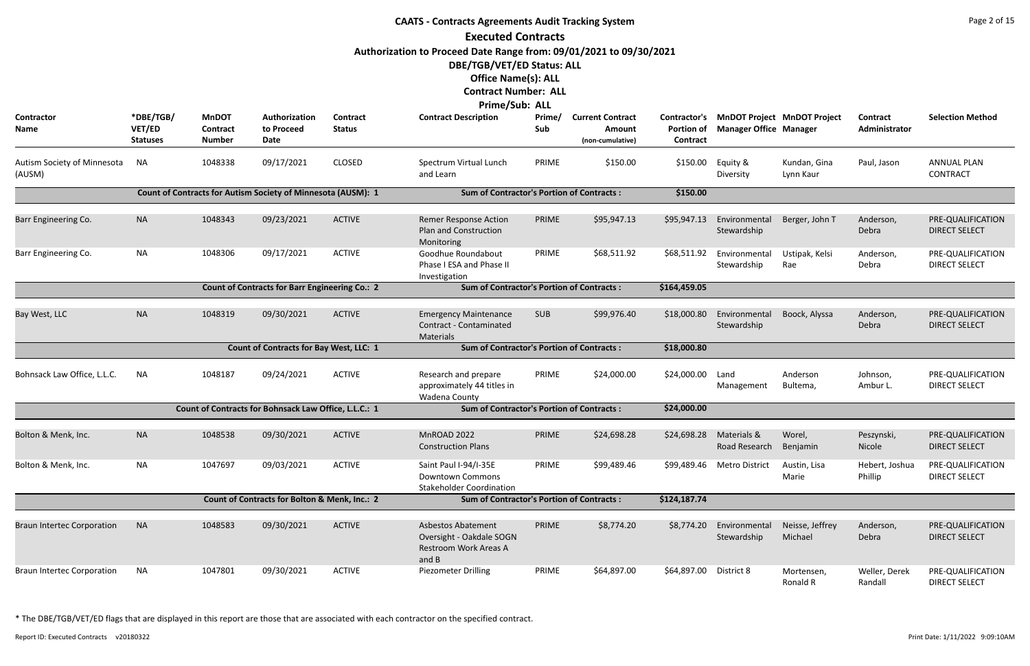# CAATS - Contracts Agreements Audit Tracking System

## Executed Contracts

**Authorization to Proceed Date Range from: 09/01/2021 to 09/30/2021**

**DBE/TGB/VET/ED Status: ALL**

**Office Name(s): ALL**

**Contract Number: ALL**

**Prime/Sub: ALL**

| Contractor Name | *DBE/TGB/ VET/ED Statuses | MnDOT Contract Number | Authorization to Proceed Date | Contract Status | Contract Description | Prime/ Sub | Current Contract Amount (non-cumulative) | Contractor's Portion of Contract | MnDOT Project Manager Office | MnDOT Project Manager | Contract Administrator | Selection Method |
|---|---|---|---|---|---|---|---|---|---|---|---|---|
| Autism Society of Minnesota (AUSM) | NA | 1048338 | 09/17/2021 | CLOSED | Spectrum Virtual Lunch and Learn | PRIME | $150.00 | $150.00 | Equity & Diversity | Kundan, Gina Lynn Kaur | Paul, Jason | ANNUAL PLAN CONTRACT |
| | | Count of Contracts for Autism Society of Minnesota (AUSM): 1 | | | Sum of Contractor's Portion of Contracts : | | | $150.00 | | | | |
| Barr Engineering Co. | NA | 1048343 | 09/23/2021 | ACTIVE | Remer Response Action Plan and Construction Monitoring | PRIME | $95,947.13 | $95,947.13 | Environmental Stewardship | Berger, John T | Anderson, Debra | PRE-QUALIFICATION DIRECT SELECT |
| Barr Engineering Co. | NA | 1048306 | 09/17/2021 | ACTIVE | Goodhue Roundabout Phase I ESA and Phase II Investigation | PRIME | $68,511.92 | $68,511.92 | Environmental Stewardship | Ustipak, Kelsi Rae | Anderson, Debra | PRE-QUALIFICATION DIRECT SELECT |
| | | Count of Contracts for Barr Engineering Co.: 2 | | | Sum of Contractor's Portion of Contracts : | | | $164,459.05 | | | | |
| Bay West, LLC | NA | 1048319 | 09/30/2021 | ACTIVE | Emergency Maintenance Contract - Contaminated Materials | SUB | $99,976.40 | $18,000.80 | Environmental Stewardship | Boock, Alyssa | Anderson, Debra | PRE-QUALIFICATION DIRECT SELECT |
| | | Count of Contracts for Bay West, LLC: 1 | | | Sum of Contractor's Portion of Contracts : | | | $18,000.80 | | | | |
| Bohnsack Law Office, L.L.C. | NA | 1048187 | 09/24/2021 | ACTIVE | Research and prepare approximately 44 titles in Wadena County | PRIME | $24,000.00 | $24,000.00 | Land Management | Anderson Bultema, | Johnson, Ambur L. | PRE-QUALIFICATION DIRECT SELECT |
| | | Count of Contracts for Bohnsack Law Office, L.L.C.: 1 | | | Sum of Contractor's Portion of Contracts : | | | $24,000.00 | | | | |
| Bolton & Menk, Inc. | NA | 1048538 | 09/30/2021 | ACTIVE | MnROAD 2022 Construction Plans | PRIME | $24,698.28 | $24,698.28 | Materials & Road Research | Worel, Benjamin | Peszynski, Nicole | PRE-QUALIFICATION DIRECT SELECT |
| Bolton & Menk, Inc. | NA | 1047697 | 09/03/2021 | ACTIVE | Saint Paul I-94/I-35E Downtown Commons Stakeholder Coordination | PRIME | $99,489.46 | $99,489.46 | Metro District | Austin, Lisa Marie | Hebert, Joshua Phillip | PRE-QUALIFICATION DIRECT SELECT |
| | | Count of Contracts for Bolton & Menk, Inc.: 2 | | | Sum of Contractor's Portion of Contracts : | | | $124,187.74 | | | | |
| Braun Intertec Corporation | NA | 1048583 | 09/30/2021 | ACTIVE | Asbestos Abatement Oversight - Oakdale SOGN Restroom Work Areas A and B | PRIME | $8,774.20 | $8,774.20 | Environmental Stewardship | Neisse, Jeffrey Michael | Anderson, Debra | PRE-QUALIFICATION DIRECT SELECT |
| Braun Intertec Corporation | NA | 1047801 | 09/30/2021 | ACTIVE | Piezometer Drilling | PRIME | $64,897.00 | $64,897.00 | District 8 | Mortensen, Ronald R | Weller, Derek Randall | PRE-QUALIFICATION DIRECT SELECT |

* The DBE/TGB/VET/ED flags that are displayed in this report are those that are associated with each contractor on the specified contract.

Report ID: Executed Contracts v20180322

Print Date: 1/11/2022 9:09:10AM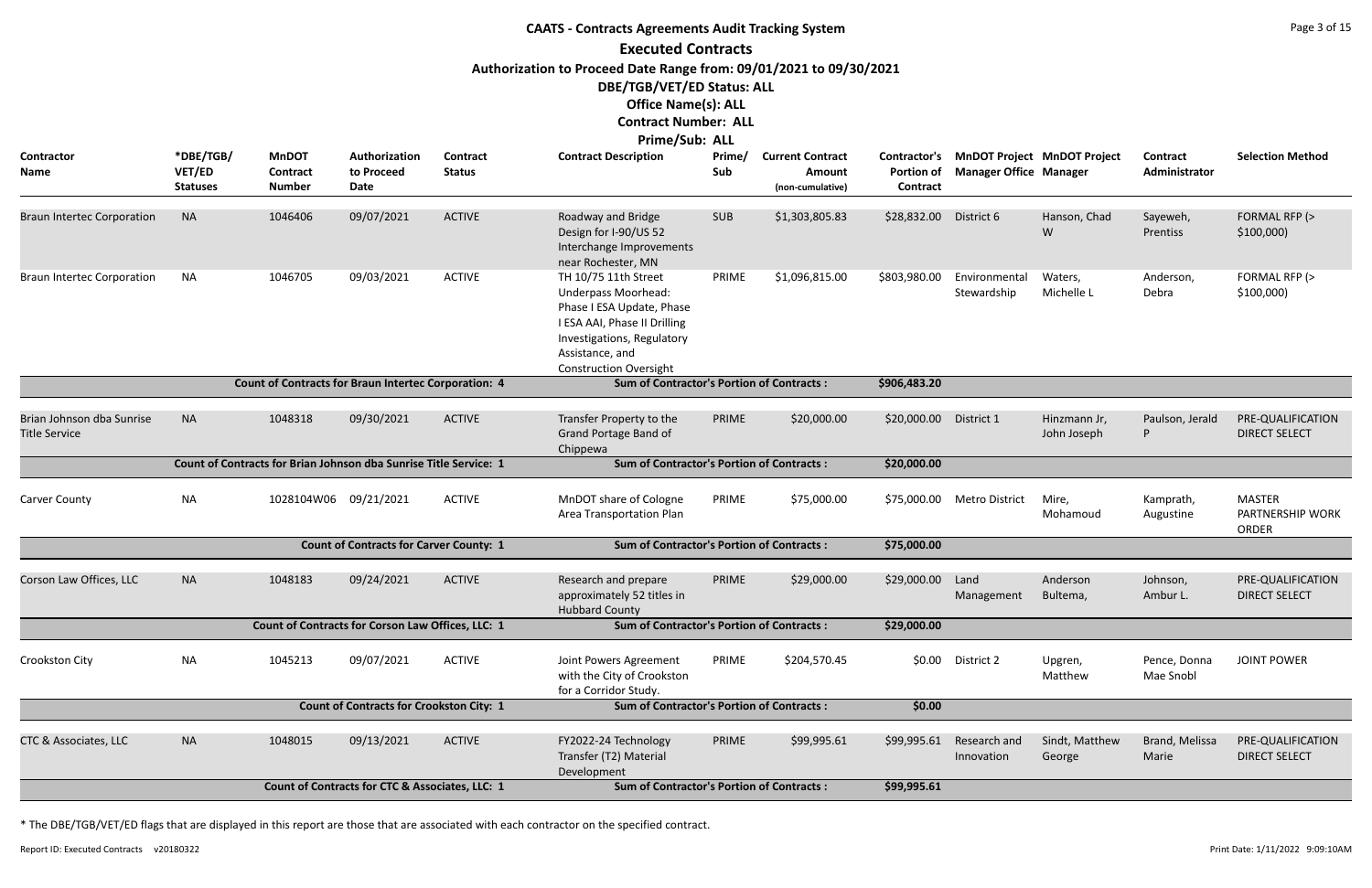# CAATS - Contracts Agreements Audit Tracking System

## Executed Contracts

**Authorization to Proceed Date Range from: 09/01/2021 to 09/30/2021**

**DBE/TGB/VET/ED Status: ALL**

**Office Name(s): ALL**

**Contract Number: ALL**

**Prime/Sub: ALL**

| Contractor Name | *DBE/TGB/ VET/ED Statuses | MnDOT Contract Number | Authorization to Proceed Date | Contract Status | Contract Description | Prime/ Sub | Current Contract Amount (non-cumulative) | Contractor's Portion of Contract | MnDOT Project Manager Office | MnDOT Project Manager | Contract Administrator | Selection Method |
|---|---|---|---|---|---|---|---|---|---|---|---|---|
| Braun Intertec Corporation | NA | 1046406 | 09/07/2021 | ACTIVE | Roadway and Bridge Design for I-90/US 52 Interchange Improvements near Rochester, MN | SUB | $1,303,805.83 | $28,832.00 | District 6 | Hanson, Chad W | Sayeweh, Prentiss | FORMAL RFP (> $100,000) |
| Braun Intertec Corporation | NA | 1046705 | 09/03/2021 | ACTIVE | TH 10/75 11th Street Underpass Moorhead: Phase I ESA Update, Phase I ESA AAI, Phase II Drilling Investigations, Regulatory Assistance, and Construction Oversight | PRIME | $1,096,815.00 | $803,980.00 | Environmental Stewardship | Waters, Michelle L | Anderson, Debra | FORMAL RFP (> $100,000) |
| | | **Count of Contracts for Braun Intertec Corporation: 4** | | | **Sum of Contractor's Portion of Contracts :** | | | **$906,483.20** | | | | |
| Brian Johnson dba Sunrise Title Service | NA | 1048318 | 09/30/2021 | ACTIVE | Transfer Property to the Grand Portage Band of Chippewa | PRIME | $20,000.00 | $20,000.00 | District 1 | Hinzmann Jr, John Joseph | Paulson, Jerald P | PRE-QUALIFICATION DIRECT SELECT |
| | | **Count of Contracts for Brian Johnson dba Sunrise Title Service: 1** | | | **Sum of Contractor's Portion of Contracts :** | | | **$20,000.00** | | | | |
| Carver County | NA | 1028104W06 | 09/21/2021 | ACTIVE | MnDOT share of Cologne Area Transportation Plan | PRIME | $75,000.00 | $75,000.00 | Metro District | Mire, Mohamoud | Kamprath, Augustine | MASTER PARTNERSHIP WORK ORDER |
| | | **Count of Contracts for Carver County: 1** | | | **Sum of Contractor's Portion of Contracts :** | | | **$75,000.00** | | | | |
| Corson Law Offices, LLC | NA | 1048183 | 09/24/2021 | ACTIVE | Research and prepare approximately 52 titles in Hubbard County | PRIME | $29,000.00 | $29,000.00 | Land Management | Anderson Bultema, | Johnson, Ambur L. | PRE-QUALIFICATION DIRECT SELECT |
| | | **Count of Contracts for Corson Law Offices, LLC: 1** | | | **Sum of Contractor's Portion of Contracts :** | | | **$29,000.00** | | | | |
| Crookston City | NA | 1045213 | 09/07/2021 | ACTIVE | Joint Powers Agreement with the City of Crookston for a Corridor Study. | PRIME | $204,570.45 | $0.00 | District 2 | Upgren, Matthew | Pence, Donna Mae Snobl | JOINT POWER |
| | | **Count of Contracts for Crookston City: 1** | | | **Sum of Contractor's Portion of Contracts :** | | | **$0.00** | | | | |
| CTC & Associates, LLC | NA | 1048015 | 09/13/2021 | ACTIVE | FY2022-24 Technology Transfer (T2) Material Development | PRIME | $99,995.61 | $99,995.61 | Research and Innovation | Sindt, Matthew George | Brand, Melissa Marie | PRE-QUALIFICATION DIRECT SELECT |
| | | **Count of Contracts for CTC & Associates, LLC: 1** | | | **Sum of Contractor's Portion of Contracts :** | | | **$99,995.61** | | | | |

* The DBE/TGB/VET/ED flags that are displayed in this report are those that are associated with each contractor on the specified contract.

Report ID: Executed Contracts v20180322

Print Date: 1/11/2022 9:09:10AM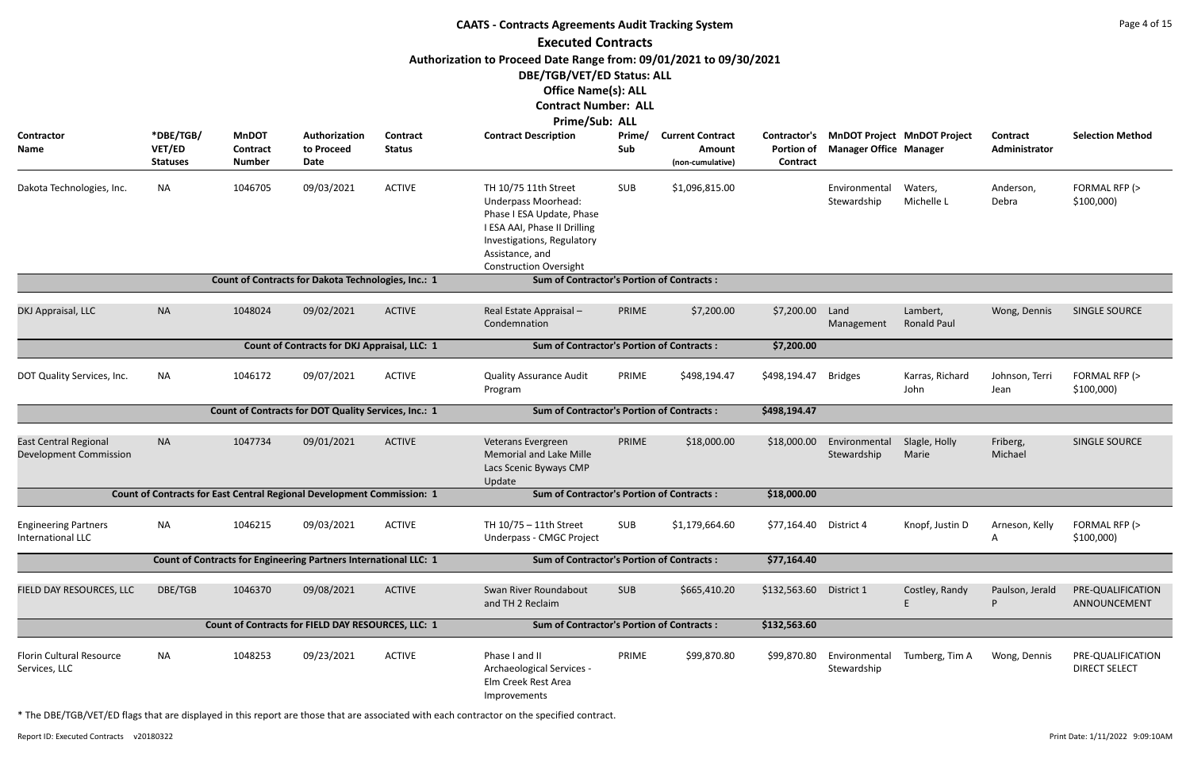# CAATS - Contracts Agreements Audit Tracking System

## Executed Contracts

**Authorization to Proceed Date Range from: 09/01/2021 to 09/30/2021**

**DBE/TGB/VET/ED Status: ALL**

**Office Name(s): ALL**

**Contract Number: ALL**

**Prime/Sub: ALL**

| Contractor Name | *DBE/TGB/VET/ED Statuses | MnDOT Contract Number | Authorization to Proceed Date | Contract Status | Contract Description | Prime/Sub | Current Contract Amount (non-cumulative) | Contractor's Portion of Contract | MnDOT Project Manager Office | MnDOT Project Manager | Contract Administrator | Selection Method |
|---|---|---|---|---|---|---|---|---|---|---|---|---|
| Dakota Technologies, Inc. | NA | 1046705 | 09/03/2021 | ACTIVE | TH 10/75 11th Street Underpass Moorhead: Phase I ESA Update, Phase I ESA AAI, Phase II Drilling Investigations, Regulatory Assistance, and Construction Oversight | SUB | $1,096,815.00 | | Environmental Stewardship | Waters, Michelle L | Anderson, Debra | FORMAL RFP (> $100,000) |
| | | Count of Contracts for Dakota Technologies, Inc.: 1 | | | Sum of Contractor's Portion of Contracts : | | | | | | | |
| DKJ Appraisal, LLC | NA | 1048024 | 09/02/2021 | ACTIVE | Real Estate Appraisal – Condemnation | PRIME | $7,200.00 | $7,200.00 | Land Management | Lambert, Ronald Paul | Wong, Dennis | SINGLE SOURCE |
| | | Count of Contracts for DKJ Appraisal, LLC: 1 | | | Sum of Contractor's Portion of Contracts : | | | $7,200.00 | | | | |
| DOT Quality Services, Inc. | NA | 1046172 | 09/07/2021 | ACTIVE | Quality Assurance Audit Program | PRIME | $498,194.47 | $498,194.47 | Bridges | Karras, Richard John | Johnson, Terri Jean | FORMAL RFP (> $100,000) |
| | | Count of Contracts for DOT Quality Services, Inc.: 1 | | | Sum of Contractor's Portion of Contracts : | | | $498,194.47 | | | | |
| East Central Regional Development Commission | NA | 1047734 | 09/01/2021 | ACTIVE | Veterans Evergreen Memorial and Lake Mille Lacs Scenic Byways CMP Update | PRIME | $18,000.00 | $18,000.00 | Environmental Stewardship | Slagle, Holly Marie | Friberg, Michael | SINGLE SOURCE |
| | | Count of Contracts for East Central Regional Development Commission: 1 | | | Sum of Contractor's Portion of Contracts : | | | $18,000.00 | | | | |
| Engineering Partners International LLC | NA | 1046215 | 09/03/2021 | ACTIVE | TH 10/75 – 11th Street Underpass - CMGC Project | SUB | $1,179,664.60 | $77,164.40 | District 4 | Knopf, Justin D | Arneson, Kelly A | FORMAL RFP (> $100,000) |
| | | Count of Contracts for Engineering Partners International LLC: 1 | | | Sum of Contractor's Portion of Contracts : | | | $77,164.40 | | | | |
| FIELD DAY RESOURCES, LLC | DBE/TGB | 1046370 | 09/08/2021 | ACTIVE | Swan River Roundabout and TH 2 Reclaim | SUB | $665,410.20 | $132,563.60 | District 1 | Costley, Randy E | Paulson, Jerald P | PRE-QUALIFICATION ANNOUNCEMENT |
| | | Count of Contracts for FIELD DAY RESOURCES, LLC: 1 | | | Sum of Contractor's Portion of Contracts : | | | $132,563.60 | | | | |
| Florin Cultural Resource Services, LLC | NA | 1048253 | 09/23/2021 | ACTIVE | Phase I and II Archaeological Services - Elm Creek Rest Area Improvements | PRIME | $99,870.80 | $99,870.80 | Environmental Stewardship | Tumberg, Tim A | Wong, Dennis | PRE-QUALIFICATION DIRECT SELECT |

* The DBE/TGB/VET/ED flags that are displayed in this report are those that are associated with each contractor on the specified contract.

Report ID: Executed Contracts v20180322

Print Date: 1/11/2022 9:09:10AM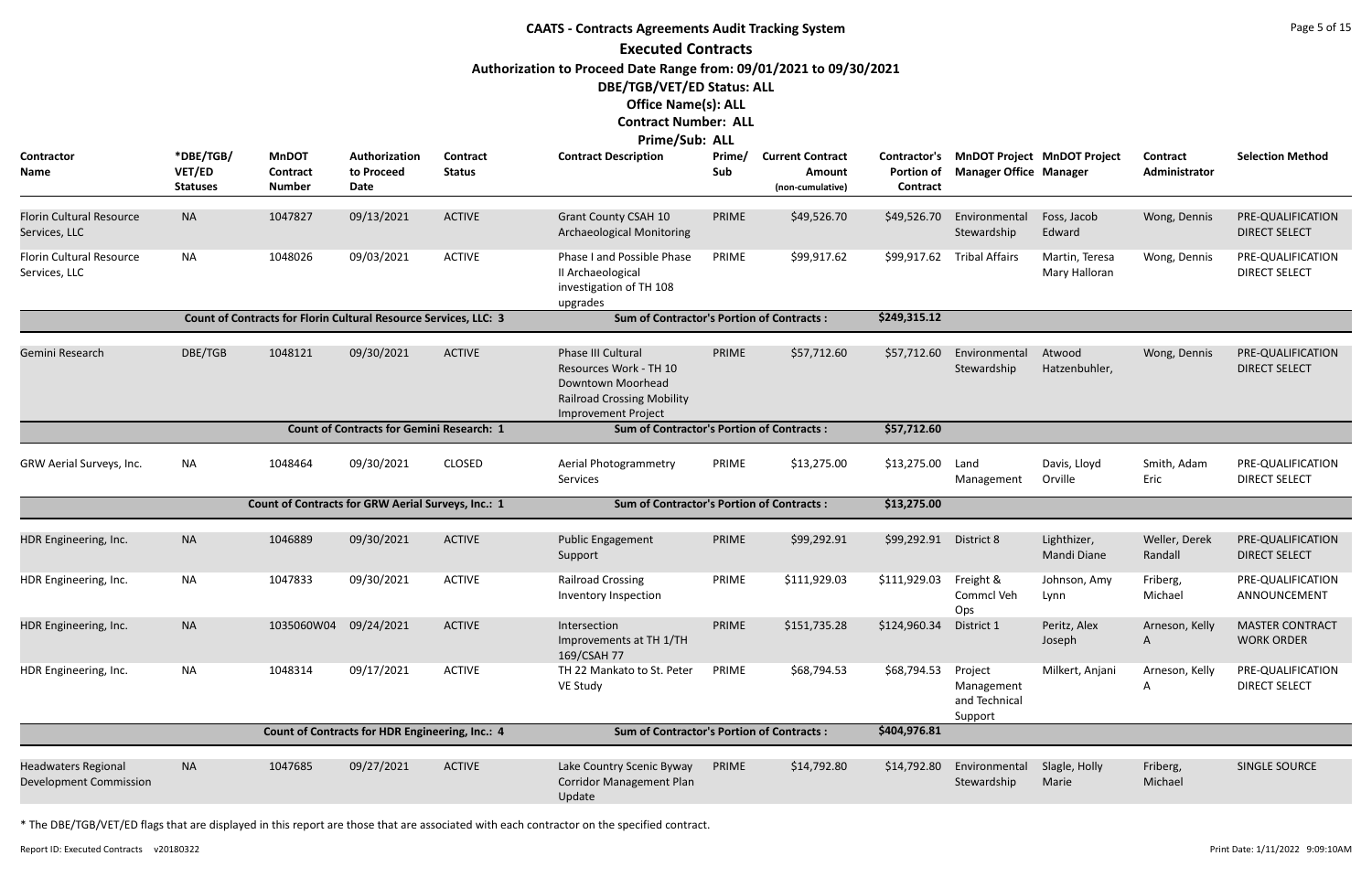# CAATS - Contracts Agreements Audit Tracking System

## Executed Contracts

**Authorization to Proceed Date Range from: 09/01/2021 to 09/30/2021**

**DBE/TGB/VET/ED Status: ALL**

**Office Name(s): ALL**

**Contract Number: ALL**

**Prime/Sub: ALL**

| Contractor Name | *DBE/TGB/ VET/ED Statuses | MnDOT Contract Number | Authorization to Proceed Date | Contract Status | Contract Description | Prime/ Sub | Current Contract Amount (non-cumulative) | Contractor's Portion of Contract | MnDOT Project Manager Office | MnDOT Project Manager | Contract Administrator | Selection Method |
|---|---|---|---|---|---|---|---|---|---|---|---|---|
| Florin Cultural Resource Services, LLC | NA | 1047827 | 09/13/2021 | ACTIVE | Grant County CSAH 10 Archaeological Monitoring | PRIME | $49,526.70 | $49,526.70 | Environmental Stewardship | Foss, Jacob Edward | Wong, Dennis | PRE-QUALIFICATION DIRECT SELECT |
| Florin Cultural Resource Services, LLC | NA | 1048026 | 09/03/2021 | ACTIVE | Phase I and Possible Phase II Archaeological investigation of TH 108 upgrades | PRIME | $99,917.62 | $99,917.62 | Tribal Affairs | Martin, Teresa Mary Halloran | Wong, Dennis | PRE-QUALIFICATION DIRECT SELECT |
| | Count of Contracts for Florin Cultural Resource Services, LLC: 3 | | | | Sum of Contractor's Portion of Contracts : | | | $249,315.12 | | | | |
| Gemini Research | DBE/TGB | 1048121 | 09/30/2021 | ACTIVE | Phase III Cultural Resources Work - TH 10 Downtown Moorhead Railroad Crossing Mobility Improvement Project | PRIME | $57,712.60 | $57,712.60 | Environmental Stewardship | Atwood Hatzenbuhler, | Wong, Dennis | PRE-QUALIFICATION DIRECT SELECT |
| | Count of Contracts for Gemini Research: 1 | | | | Sum of Contractor's Portion of Contracts : | | | $57,712.60 | | | | |
| GRW Aerial Surveys, Inc. | NA | 1048464 | 09/30/2021 | CLOSED | Aerial Photogrammetry Services | PRIME | $13,275.00 | $13,275.00 | Land Management | Davis, Lloyd Orville | Smith, Adam Eric | PRE-QUALIFICATION DIRECT SELECT |
| | Count of Contracts for GRW Aerial Surveys, Inc.: 1 | | | | Sum of Contractor's Portion of Contracts : | | | $13,275.00 | | | | |
| HDR Engineering, Inc. | NA | 1046889 | 09/30/2021 | ACTIVE | Public Engagement Support | PRIME | $99,292.91 | $99,292.91 | District 8 | Lighthizer, Mandi Diane | Weller, Derek Randall | PRE-QUALIFICATION DIRECT SELECT |
| HDR Engineering, Inc. | NA | 1047833 | 09/30/2021 | ACTIVE | Railroad Crossing Inventory Inspection | PRIME | $111,929.03 | $111,929.03 | Freight & Commcl Veh Ops | Johnson, Amy Lynn | Friberg, Michael | PRE-QUALIFICATION ANNOUNCEMENT |
| HDR Engineering, Inc. | NA | 1035060W04 | 09/24/2021 | ACTIVE | Intersection Improvements at TH 1/TH 169/CSAH 77 | PRIME | $151,735.28 | $124,960.34 | District 1 | Peritz, Alex Joseph | Arneson, Kelly A | MASTER CONTRACT WORK ORDER |
| HDR Engineering, Inc. | NA | 1048314 | 09/17/2021 | ACTIVE | TH 22 Mankato to St. Peter VE Study | PRIME | $68,794.53 | $68,794.53 | Project Management and Technical Support | Milkert, Anjani | Arneson, Kelly A | PRE-QUALIFICATION DIRECT SELECT |
| | Count of Contracts for HDR Engineering, Inc.: 4 | | | | Sum of Contractor's Portion of Contracts : | | | $404,976.81 | | | | |
| Headwaters Regional Development Commission | NA | 1047685 | 09/27/2021 | ACTIVE | Lake Country Scenic Byway Corridor Management Plan Update | PRIME | $14,792.80 | $14,792.80 | Environmental Stewardship | Slagle, Holly Marie | Friberg, Michael | SINGLE SOURCE |

\* The DBE/TGB/VET/ED flags that are displayed in this report are those that are associated with each contractor on the specified contract.

Report ID: Executed Contracts v20180322 Print Date: 1/11/2022 9:09:10AM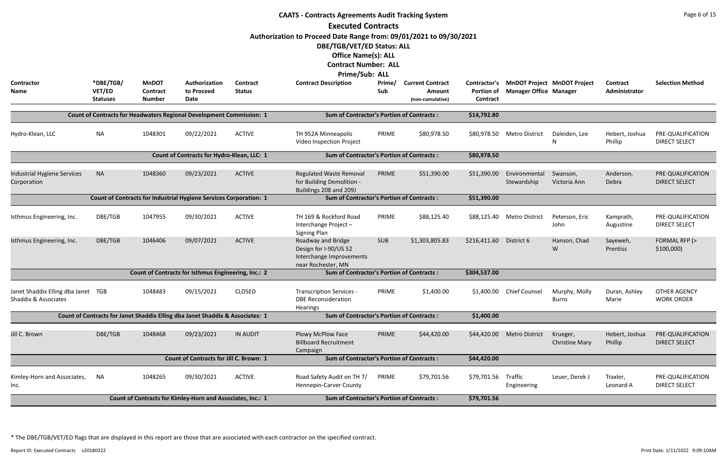# CAATS - Contracts Agreements Audit Tracking System

## Executed Contracts

**Authorization to Proceed Date Range from: 09/01/2021 to 09/30/2021**

**DBE/TGB/VET/ED Status: ALL**

**Office Name(s): ALL**

**Contract Number: ALL**

**Prime/Sub: ALL**

| Contractor Name | *DBE/TGB/ VET/ED Statuses | MnDOT Contract Number | Authorization to Proceed Date | Contract Status | Contract Description | Prime/ Sub | Current Contract Amount (non-cumulative) | Contractor's Portion of Contract | MnDOT Project Manager Office | MnDOT Project Manager | Contract Administrator | Selection Method |
|---|---|---|---|---|---|---|---|---|---|---|---|---|
| **Count of Contracts for Headwaters Regional Development Commission: 1** | | | | | **Sum of Contractor's Portion of Contracts :** | | | **$14,792.80** | | | | |
| Hydro-Klean, LLC | NA | 1048301 | 09/22/2021 | ACTIVE | TH 952A Minneapolis Video Inspection Project | PRIME | $80,978.50 | $80,978.50 | Metro District | Daleiden, Lee N | Hebert, Joshua Phillip | PRE-QUALIFICATION DIRECT SELECT |
| **Count of Contracts for Hydro-Klean, LLC: 1** | | | | | **Sum of Contractor's Portion of Contracts :** | | | **$80,978.50** | | | | |
| Industrial Hygiene Services Corporation | NA | 1048360 | 09/23/2021 | ACTIVE | Regulated Waste Removal for Building Demolition - Buildings 208 and 209J | PRIME | $51,390.00 | $51,390.00 | Environmental Stewardship | Swanson, Victoria Ann | Anderson, Debra | PRE-QUALIFICATION DIRECT SELECT |
| **Count of Contracts for Industrial Hygiene Services Corporation: 1** | | | | | **Sum of Contractor's Portion of Contracts :** | | | **$51,390.00** | | | | |
| Isthmus Engineering, Inc. | DBE/TGB | 1047955 | 09/30/2021 | ACTIVE | TH 169 & Rockford Road Interchange Project – Signing Plan | PRIME | $88,125.40 | $88,125.40 | Metro District | Peterson, Eric John | Kamprath, Augustine | PRE-QUALIFICATION DIRECT SELECT |
| Isthmus Engineering, Inc. | DBE/TGB | 1046406 | 09/07/2021 | ACTIVE | Roadway and Bridge Design for I-90/US 52 Interchange Improvements near Rochester, MN | SUB | $1,303,805.83 | $216,411.60 | District 6 | Hanson, Chad W | Sayeweh, Prentiss | FORMAL RFP (> $100,000) |
| **Count of Contracts for Isthmus Engineering, Inc.: 2** | | | | | **Sum of Contractor's Portion of Contracts :** | | | **$304,537.00** | | | | |
| Janet Shaddix Elling dba Janet Shaddix & Associates | TGB | 1048483 | 09/15/2021 | CLOSED | Transcription Services - DBE Reconsideration Hearings | PRIME | $1,400.00 | $1,400.00 | Chief Counsel | Murphy, Molly Burns | Duran, Ashley Marie | OTHER AGENCY WORK ORDER |
| **Count of Contracts for Janet Shaddix Elling dba Janet Shaddix & Associates: 1** | | | | | **Sum of Contractor's Portion of Contracts :** | | | **$1,400.00** | | | | |
| Jill C. Brown | DBE/TGB | 1048468 | 09/23/2021 | IN AUDIT | Plowy McPlow Face Billboard Recruitment Campaign | PRIME | $44,420.00 | $44,420.00 | Metro District | Krueger, Christine Mary | Hebert, Joshua Phillip | PRE-QUALIFICATION DIRECT SELECT |
| **Count of Contracts for Jill C. Brown: 1** | | | | | **Sum of Contractor's Portion of Contracts :** | | | **$44,420.00** | | | | |
| Kimley-Horn and Associates, Inc. | NA | 1048265 | 09/30/2021 | ACTIVE | Road Safety Audit on TH 7/ Hennepin-Carver County | PRIME | $79,701.56 | $79,701.56 | Traffic Engineering | Leuer, Derek J | Traxler, Leonard A | PRE-QUALIFICATION DIRECT SELECT |
| **Count of Contracts for Kimley-Horn and Associates, Inc.: 1** | | | | | **Sum of Contractor's Portion of Contracts :** | | | **$79,701.56** | | | | |

* The DBE/TGB/VET/ED flags that are displayed in this report are those that are associated with each contractor on the specified contract.

Report ID: Executed Contracts v20180322

Print Date: 1/11/2022 9:09:10AM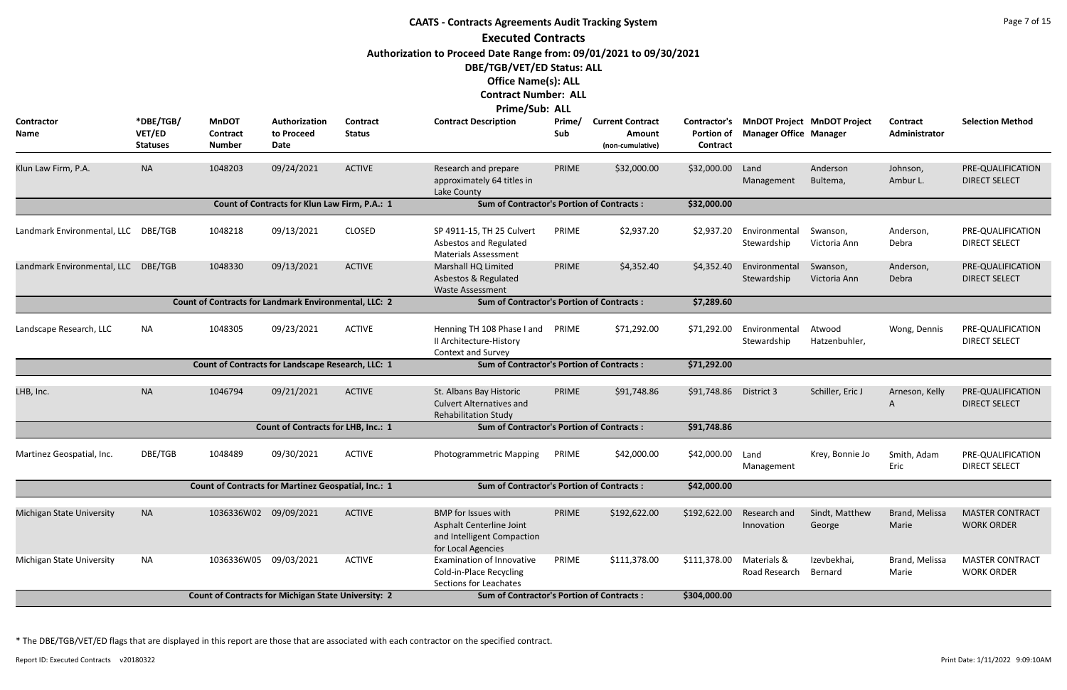# CAATS - Contracts Agreements Audit Tracking System

## Executed Contracts

**Authorization to Proceed Date Range from: 09/01/2021 to 09/30/2021**

**DBE/TGB/VET/ED Status: ALL**

**Office Name(s): ALL**

**Contract Number: ALL**

**Prime/Sub: ALL**

| Contractor Name | *DBE/TGB/VET/ED Statuses | MnDOT Contract Number | Authorization to Proceed Date | Contract Status | Contract Description | Prime/Sub | Current Contract Amount (non-cumulative) | Contractor's Portion of Contract | MnDOT Project Manager Office | MnDOT Project Manager | Contract Administrator | Selection Method |
|---|---|---|---|---|---|---|---|---|---|---|---|---|
| Klun Law Firm, P.A. | NA | 1048203 | 09/24/2021 | ACTIVE | Research and prepare approximately 64 titles in Lake County | PRIME | $32,000.00 | $32,000.00 | Land Management | Anderson Bultema, | Johnson, Ambur L. | PRE-QUALIFICATION DIRECT SELECT |
| | | Count of Contracts for Klun Law Firm, P.A.: 1 | | | Sum of Contractor's Portion of Contracts : | | | $32,000.00 | | | | |
| Landmark Environmental, LLC | DBE/TGB | 1048218 | 09/13/2021 | CLOSED | SP 4911-15, TH 25 Culvert Asbestos and Regulated Materials Assessment | PRIME | $2,937.20 | $2,937.20 | Environmental Stewardship | Swanson, Victoria Ann | Anderson, Debra | PRE-QUALIFICATION DIRECT SELECT |
| Landmark Environmental, LLC | DBE/TGB | 1048330 | 09/13/2021 | ACTIVE | Marshall HQ Limited Asbestos & Regulated Waste Assessment | PRIME | $4,352.40 | $4,352.40 | Environmental Stewardship | Swanson, Victoria Ann | Anderson, Debra | PRE-QUALIFICATION DIRECT SELECT |
| | | Count of Contracts for Landmark Environmental, LLC: 2 | | | Sum of Contractor's Portion of Contracts : | | | $7,289.60 | | | | |
| Landscape Research, LLC | NA | 1048305 | 09/23/2021 | ACTIVE | Henning TH 108 Phase I and II Architecture-History Context and Survey | PRIME | $71,292.00 | $71,292.00 | Environmental Stewardship | Atwood Hatzenbuhler, | Wong, Dennis | PRE-QUALIFICATION DIRECT SELECT |
| | | Count of Contracts for Landscape Research, LLC: 1 | | | Sum of Contractor's Portion of Contracts : | | | $71,292.00 | | | | |
| LHB, Inc. | NA | 1046794 | 09/21/2021 | ACTIVE | St. Albans Bay Historic Culvert Alternatives and Rehabilitation Study | PRIME | $91,748.86 | $91,748.86 | District 3 | Schiller, Eric J | Arneson, Kelly A | PRE-QUALIFICATION DIRECT SELECT |
| | | Count of Contracts for LHB, Inc.: 1 | | | Sum of Contractor's Portion of Contracts : | | | $91,748.86 | | | | |
| Martinez Geospatial, Inc. | DBE/TGB | 1048489 | 09/30/2021 | ACTIVE | Photogrammetric Mapping | PRIME | $42,000.00 | $42,000.00 | Land Management | Krey, Bonnie Jo | Smith, Adam Eric | PRE-QUALIFICATION DIRECT SELECT |
| | | Count of Contracts for Martinez Geospatial, Inc.: 1 | | | Sum of Contractor's Portion of Contracts : | | | $42,000.00 | | | | |
| Michigan State University | NA | 1036336W02 | 09/09/2021 | ACTIVE | BMP for Issues with Asphalt Centerline Joint and Intelligent Compaction for Local Agencies | PRIME | $192,622.00 | $192,622.00 | Research and Innovation | Sindt, Matthew George | Brand, Melissa Marie | MASTER CONTRACT WORK ORDER |
| Michigan State University | NA | 1036336W05 | 09/03/2021 | ACTIVE | Examination of Innovative Cold-in-Place Recycling Sections for Leachates | PRIME | $111,378.00 | $111,378.00 | Materials & Road Research | Izevbekhai, Bernard | Brand, Melissa Marie | MASTER CONTRACT WORK ORDER |
| | | Count of Contracts for Michigan State University: 2 | | | Sum of Contractor's Portion of Contracts : | | | $304,000.00 | | | | |

\* The DBE/TGB/VET/ED flags that are displayed in this report are those that are associated with each contractor on the specified contract.

Report ID: Executed Contracts v20180322

Print Date: 1/11/2022 9:09:10AM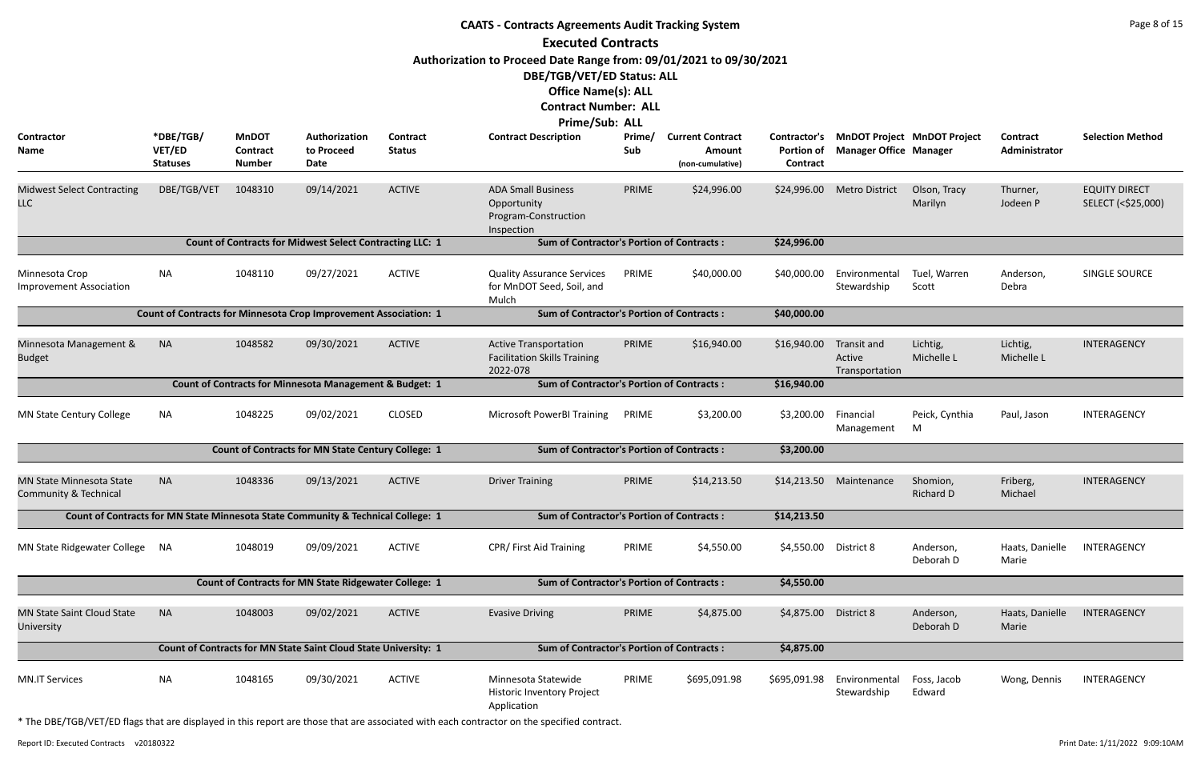# CAATS - Contracts Agreements Audit Tracking System

## Executed Contracts

**Authorization to Proceed Date Range from: 09/01/2021 to 09/30/2021**

**DBE/TGB/VET/ED Status: ALL**

**Office Name(s): ALL**

**Contract Number: ALL**

**Prime/Sub: ALL**

| Contractor Name | *DBE/TGB/ VET/ED Statuses | MnDOT Contract Number | Authorization to Proceed Date | Contract Status | Contract Description | Prime/ Sub | Current Contract Amount (non-cumulative) | Contractor's Portion of Contract | MnDOT Project Manager Office | MnDOT Project Manager | Contract Administrator | Selection Method |
|---|---|---|---|---|---|---|---|---|---|---|---|---|
| Midwest Select Contracting LLC | DBE/TGB/VET | 1048310 | 09/14/2021 | ACTIVE | ADA Small Business Opportunity Program-Construction Inspection | PRIME | $24,996.00 | $24,996.00 | Metro District | Olson, Tracy Marilyn | Thurner, Jodeen P | EQUITY DIRECT SELECT (<$25,000) |
| Count of Contracts for Midwest Select Contracting LLC: 1 | | | | | Sum of Contractor's Portion of Contracts : | | | $24,996.00 | | | | |
| Minnesota Crop Improvement Association | NA | 1048110 | 09/27/2021 | ACTIVE | Quality Assurance Services for MnDOT Seed, Soil, and Mulch | PRIME | $40,000.00 | $40,000.00 | Environmental Stewardship | Tuel, Warren Scott | Anderson, Debra | SINGLE SOURCE |
| Count of Contracts for Minnesota Crop Improvement Association: 1 | | | | | Sum of Contractor's Portion of Contracts : | | | $40,000.00 | | | | |
| Minnesota Management & Budget | NA | 1048582 | 09/30/2021 | ACTIVE | Active Transportation Facilitation Skills Training 2022-078 | PRIME | $16,940.00 | $16,940.00 | Transit and Active Transportation | Lichtig, Michelle L | Lichtig, Michelle L | INTERAGENCY |
| Count of Contracts for Minnesota Management & Budget: 1 | | | | | Sum of Contractor's Portion of Contracts : | | | $16,940.00 | | | | |
| MN State Century College | NA | 1048225 | 09/02/2021 | CLOSED | Microsoft PowerBI Training | PRIME | $3,200.00 | $3,200.00 | Financial Management | Peick, Cynthia M | Paul, Jason | INTERAGENCY |
| Count of Contracts for MN State Century College: 1 | | | | | Sum of Contractor's Portion of Contracts : | | | $3,200.00 | | | | |
| MN State Minnesota State Community & Technical | NA | 1048336 | 09/13/2021 | ACTIVE | Driver Training | PRIME | $14,213.50 | $14,213.50 | Maintenance | Shomion, Richard D | Friberg, Michael | INTERAGENCY |
| Count of Contracts for MN State Minnesota State Community & Technical College: 1 | | | | | Sum of Contractor's Portion of Contracts : | | | $14,213.50 | | | | |
| MN State Ridgewater College | NA | 1048019 | 09/09/2021 | ACTIVE | CPR/ First Aid Training | PRIME | $4,550.00 | $4,550.00 | District 8 | Anderson, Deborah D | Haats, Danielle Marie | INTERAGENCY |
| Count of Contracts for MN State Ridgewater College: 1 | | | | | Sum of Contractor's Portion of Contracts : | | | $4,550.00 | | | | |
| MN State Saint Cloud State University | NA | 1048003 | 09/02/2021 | ACTIVE | Evasive Driving | PRIME | $4,875.00 | $4,875.00 | District 8 | Anderson, Deborah D | Haats, Danielle Marie | INTERAGENCY |
| Count of Contracts for MN State Saint Cloud State University: 1 | | | | | Sum of Contractor's Portion of Contracts : | | | $4,875.00 | | | | |
| MN.IT Services | NA | 1048165 | 09/30/2021 | ACTIVE | Minnesota Statewide Historic Inventory Project Application | PRIME | $695,091.98 | $695,091.98 | Environmental Stewardship | Foss, Jacob Edward | Wong, Dennis | INTERAGENCY |

* The DBE/TGB/VET/ED flags that are displayed in this report are those that are associated with each contractor on the specified contract.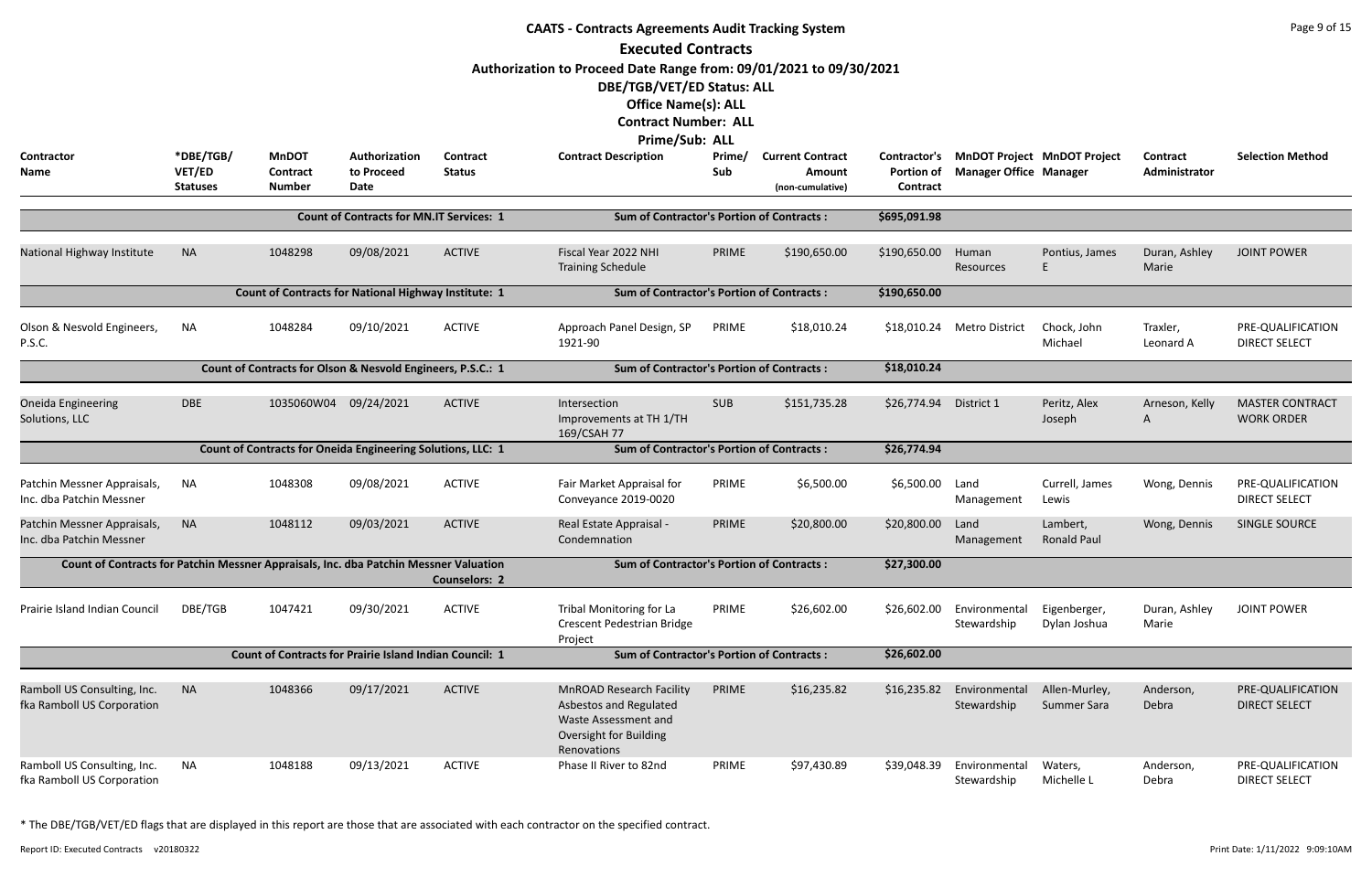# CAATS - Contracts Agreements Audit Tracking System

## Executed Contracts

**Authorization to Proceed Date Range from: 09/01/2021 to 09/30/2021**

**DBE/TGB/VET/ED Status: ALL**

**Office Name(s): ALL**

**Contract Number: ALL**

**Prime/Sub: ALL**

| Contractor Name | *DBE/TGB/VET/ED Statuses | MnDOT Contract Number | Authorization to Proceed Date | Contract Status | Contract Description | Prime/Sub | Current Contract Amount (non-cumulative) | Contractor's Portion of Contract | MnDOT Project Manager Office | MnDOT Project Manager | Contract Administrator | Selection Method |
|---|---|---|---|---|---|---|---|---|---|---|---|---|
| | | Count of Contracts for MN.IT Services: 1 | | | Sum of Contractor's Portion of Contracts : | | | $695,091.98 | | | | |
| National Highway Institute | NA | 1048298 | 09/08/2021 | ACTIVE | Fiscal Year 2022 NHI Training Schedule | PRIME | $190,650.00 | $190,650.00 | Human Resources | Pontius, James E | Duran, Ashley Marie | JOINT POWER |
| | | Count of Contracts for National Highway Institute: 1 | | | Sum of Contractor's Portion of Contracts : | | | $190,650.00 | | | | |
| Olson & Nesvold Engineers, P.S.C. | NA | 1048284 | 09/10/2021 | ACTIVE | Approach Panel Design, SP 1921-90 | PRIME | $18,010.24 | $18,010.24 | Metro District | Chock, John Michael | Traxler, Leonard A | PRE-QUALIFICATION DIRECT SELECT |
| | | Count of Contracts for Olson & Nesvold Engineers, P.S.C.: 1 | | | Sum of Contractor's Portion of Contracts : | | | $18,010.24 | | | | |
| Oneida Engineering Solutions, LLC | DBE | 1035060W04 | 09/24/2021 | ACTIVE | Intersection Improvements at TH 1/TH 169/CSAH 77 | SUB | $151,735.28 | $26,774.94 | District 1 | Peritz, Alex Joseph | Arneson, Kelly A | MASTER CONTRACT WORK ORDER |
| | | Count of Contracts for Oneida Engineering Solutions, LLC: 1 | | | Sum of Contractor's Portion of Contracts : | | | $26,774.94 | | | | |
| Patchin Messner Appraisals, Inc. dba Patchin Messner | NA | 1048308 | 09/08/2021 | ACTIVE | Fair Market Appraisal for Conveyance 2019-0020 | PRIME | $6,500.00 | $6,500.00 | Land Management | Currell, James Lewis | Wong, Dennis | PRE-QUALIFICATION DIRECT SELECT |
| Patchin Messner Appraisals, Inc. dba Patchin Messner | NA | 1048112 | 09/03/2021 | ACTIVE | Real Estate Appraisal - Condemnation | PRIME | $20,800.00 | $20,800.00 | Land Management | Lambert, Ronald Paul | Wong, Dennis | SINGLE SOURCE |
| | | Count of Contracts for Patchin Messner Appraisals, Inc. dba Patchin Messner Valuation Counselors: 2 | | | Sum of Contractor's Portion of Contracts : | | | $27,300.00 | | | | |
| Prairie Island Indian Council | DBE/TGB | 1047421 | 09/30/2021 | ACTIVE | Tribal Monitoring for La Crescent Pedestrian Bridge Project | PRIME | $26,602.00 | $26,602.00 | Environmental Stewardship | Eigenberger, Dylan Joshua | Duran, Ashley Marie | JOINT POWER |
| | | Count of Contracts for Prairie Island Indian Council: 1 | | | Sum of Contractor's Portion of Contracts : | | | $26,602.00 | | | | |
| Ramboll US Consulting, Inc. fka Ramboll US Corporation | NA | 1048366 | 09/17/2021 | ACTIVE | MnROAD Research Facility Asbestos and Regulated Waste Assessment and Oversight for Building Renovations | PRIME | $16,235.82 | $16,235.82 | Environmental Stewardship | Allen-Murley, Summer Sara | Anderson, Debra | PRE-QUALIFICATION DIRECT SELECT |
| Ramboll US Consulting, Inc. fka Ramboll US Corporation | NA | 1048188 | 09/13/2021 | ACTIVE | Phase II River to 82nd | PRIME | $97,430.89 | $39,048.39 | Environmental Stewardship | Waters, Michelle L | Anderson, Debra | PRE-QUALIFICATION DIRECT SELECT |

* The DBE/TGB/VET/ED flags that are displayed in this report are those that are associated with each contractor on the specified contract.

Report ID: Executed Contracts v20180322 Print Date: 1/11/2022 9:09:10AM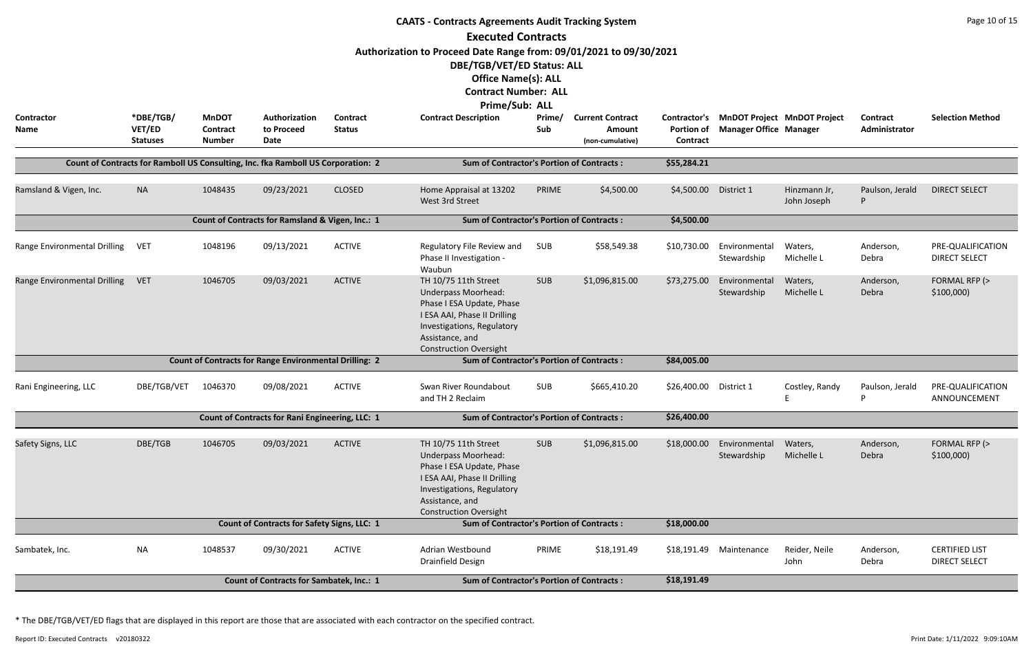# CAATS - Contracts Agreements Audit Tracking System

## Executed Contracts

**Authorization to Proceed Date Range from: 09/01/2021 to 09/30/2021**

**DBE/TGB/VET/ED Status: ALL**

**Office Name(s): ALL**

**Contract Number: ALL**

**Prime/Sub: ALL**

| Contractor Name | *DBE/TGB/ VET/ED Statuses | MnDOT Contract Number | Authorization to Proceed Date | Contract Status | Contract Description | Prime/ Sub | Current Contract Amount (non-cumulative) | Contractor's Portion of Contract | MnDOT Project Manager Office | MnDOT Project Manager | Contract Administrator | Selection Method |
|---|---|---|---|---|---|---|---|---|---|---|---|---|
| Count of Contracts for Ramboll US Consulting, Inc. fka Ramboll US Corporation: 2 | | | | | Sum of Contractor's Portion of Contracts : | | | $55,284.21 | | | | |
| Ramsland & Vigen, Inc. | NA | 1048435 | 09/23/2021 | CLOSED | Home Appraisal at 13202 West 3rd Street | PRIME | $4,500.00 | $4,500.00 | District 1 | Hinzmann Jr, John Joseph | Paulson, Jerald P | DIRECT SELECT |
| Count of Contracts for Ramsland & Vigen, Inc.: 1 | | | | | Sum of Contractor's Portion of Contracts : | | | $4,500.00 | | | | |
| Range Environmental Drilling | VET | 1048196 | 09/13/2021 | ACTIVE | Regulatory File Review and Phase II Investigation - Waubun | SUB | $58,549.38 | $10,730.00 | Environmental Stewardship | Waters, Michelle L | Anderson, Debra | PRE-QUALIFICATION DIRECT SELECT |
| Range Environmental Drilling | VET | 1046705 | 09/03/2021 | ACTIVE | TH 10/75 11th Street Underpass Moorhead: Phase I ESA Update, Phase I ESA AAI, Phase II Drilling Investigations, Regulatory Assistance, and Construction Oversight | SUB | $1,096,815.00 | $73,275.00 | Environmental Stewardship | Waters, Michelle L | Anderson, Debra | FORMAL RFP (> $100,000) |
| Count of Contracts for Range Environmental Drilling: 2 | | | | | Sum of Contractor's Portion of Contracts : | | | $84,005.00 | | | | |
| Rani Engineering, LLC | DBE/TGB/VET | 1046370 | 09/08/2021 | ACTIVE | Swan River Roundabout and TH 2 Reclaim | SUB | $665,410.20 | $26,400.00 | District 1 | Costley, Randy E | Paulson, Jerald P | PRE-QUALIFICATION ANNOUNCEMENT |
| Count of Contracts for Rani Engineering, LLC: 1 | | | | | Sum of Contractor's Portion of Contracts : | | | $26,400.00 | | | | |
| Safety Signs, LLC | DBE/TGB | 1046705 | 09/03/2021 | ACTIVE | TH 10/75 11th Street Underpass Moorhead: Phase I ESA Update, Phase I ESA AAI, Phase II Drilling Investigations, Regulatory Assistance, and Construction Oversight | SUB | $1,096,815.00 | $18,000.00 | Environmental Stewardship | Waters, Michelle L | Anderson, Debra | FORMAL RFP (> $100,000) |
| Count of Contracts for Safety Signs, LLC: 1 | | | | | Sum of Contractor's Portion of Contracts : | | | $18,000.00 | | | | |
| Sambatek, Inc. | NA | 1048537 | 09/30/2021 | ACTIVE | Adrian Westbound Drainfield Design | PRIME | $18,191.49 | $18,191.49 | Maintenance | Reider, Neile John | Anderson, Debra | CERTIFIED LIST DIRECT SELECT |
| Count of Contracts for Sambatek, Inc.: 1 | | | | | Sum of Contractor's Portion of Contracts : | | | $18,191.49 | | | | |

* The DBE/TGB/VET/ED flags that are displayed in this report are those that are associated with each contractor on the specified contract.

Report ID: Executed Contracts v20180322 Print Date: 1/11/2022 9:09:10AM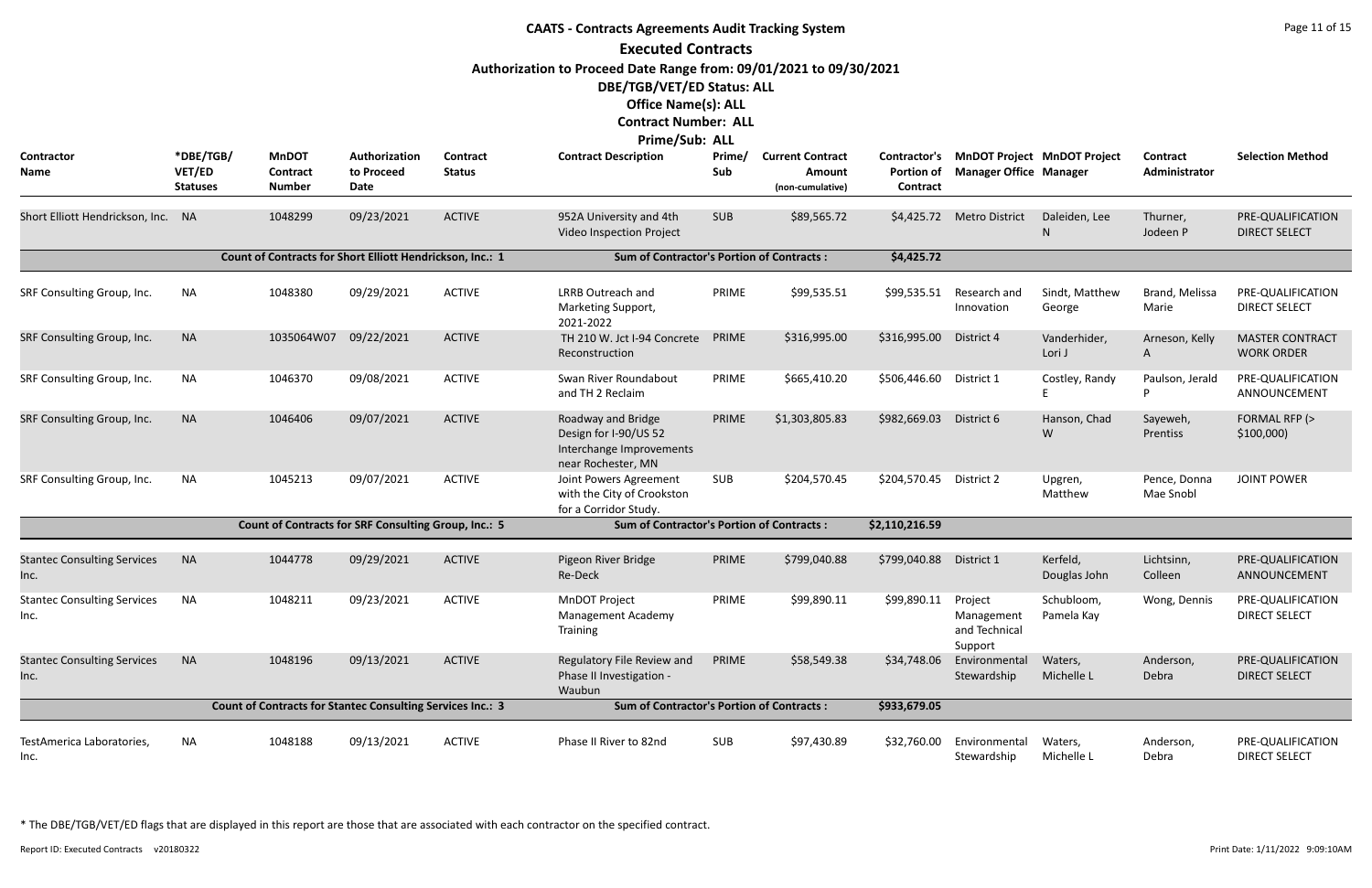# CAATS - Contracts Agreements Audit Tracking System

## Executed Contracts

**Authorization to Proceed Date Range from: 09/01/2021 to 09/30/2021**

**DBE/TGB/VET/ED Status: ALL**

**Office Name(s): ALL**

**Contract Number: ALL**

**Prime/Sub: ALL**

| Contractor Name | *DBE/TGB/VET/ED Statuses | MnDOT Contract Number | Authorization to Proceed Date | Contract Status | Contract Description | Prime/Sub | Current Contract Amount (non-cumulative) | Contractor's Portion of Contract | MnDOT Project Manager Office | MnDOT Project Manager | Contract Administrator | Selection Method |
|---|---|---|---|---|---|---|---|---|---|---|---|---|
| Short Elliott Hendrickson, Inc. | NA | 1048299 | 09/23/2021 | ACTIVE | 952A University and 4th Video Inspection Project | SUB | $89,565.72 | $4,425.72 | Metro District | Daleiden, Lee N | Thurner, Jodeen P | PRE-QUALIFICATION DIRECT SELECT |
| | | Count of Contracts for Short Elliott Hendrickson, Inc.: 1 | | | Sum of Contractor's Portion of Contracts : | | | $4,425.72 | | | | |
| SRF Consulting Group, Inc. | NA | 1048380 | 09/29/2021 | ACTIVE | LRRB Outreach and Marketing Support, 2021-2022 | PRIME | $99,535.51 | $99,535.51 | Research and Innovation | Sindt, Matthew George | Brand, Melissa Marie | PRE-QUALIFICATION DIRECT SELECT |
| SRF Consulting Group, Inc. | NA | 1035064W07 | 09/22/2021 | ACTIVE | TH 210 W. Jct I-94 Concrete Reconstruction | PRIME | $316,995.00 | $316,995.00 | District 4 | Vanderhider, Lori J | Arneson, Kelly A | MASTER CONTRACT WORK ORDER |
| SRF Consulting Group, Inc. | NA | 1046370 | 09/08/2021 | ACTIVE | Swan River Roundabout and TH 2 Reclaim | PRIME | $665,410.20 | $506,446.60 | District 1 | Costley, Randy E | Paulson, Jerald P | PRE-QUALIFICATION ANNOUNCEMENT |
| SRF Consulting Group, Inc. | NA | 1046406 | 09/07/2021 | ACTIVE | Roadway and Bridge Design for I-90/US 52 Interchange Improvements near Rochester, MN | PRIME | $1,303,805.83 | $982,669.03 | District 6 | Hanson, Chad W | Sayeweh, Prentiss | FORMAL RFP (> $100,000) |
| SRF Consulting Group, Inc. | NA | 1045213 | 09/07/2021 | ACTIVE | Joint Powers Agreement with the City of Crookston for a Corridor Study. | SUB | $204,570.45 | $204,570.45 | District 2 | Upgren, Matthew | Pence, Donna Mae Snobl | JOINT POWER |
| | | Count of Contracts for SRF Consulting Group, Inc.: 5 | | | Sum of Contractor's Portion of Contracts : | | | $2,110,216.59 | | | | |
| Stantec Consulting Services Inc. | NA | 1044778 | 09/29/2021 | ACTIVE | Pigeon River Bridge Re-Deck | PRIME | $799,040.88 | $799,040.88 | District 1 | Kerfeld, Douglas John | Lichtsinn, Colleen | PRE-QUALIFICATION ANNOUNCEMENT |
| Stantec Consulting Services Inc. | NA | 1048211 | 09/23/2021 | ACTIVE | MnDOT Project Management Academy Training | PRIME | $99,890.11 | $99,890.11 | Project Management and Technical Support | Schubloom, Pamela Kay | Wong, Dennis | PRE-QUALIFICATION DIRECT SELECT |
| Stantec Consulting Services Inc. | NA | 1048196 | 09/13/2021 | ACTIVE | Regulatory File Review and Phase II Investigation - Waubun | PRIME | $58,549.38 | $34,748.06 | Environmental Stewardship | Waters, Michelle L | Anderson, Debra | PRE-QUALIFICATION DIRECT SELECT |
| | | Count of Contracts for Stantec Consulting Services Inc.: 3 | | | Sum of Contractor's Portion of Contracts : | | | $933,679.05 | | | | |
| TestAmerica Laboratories, Inc. | NA | 1048188 | 09/13/2021 | ACTIVE | Phase II River to 82nd | SUB | $97,430.89 | $32,760.00 | Environmental Stewardship | Waters, Michelle L | Anderson, Debra | PRE-QUALIFICATION DIRECT SELECT |

* The DBE/TGB/VET/ED flags that are displayed in this report are those that are associated with each contractor on the specified contract.

Report ID: Executed Contracts v20180322 Print Date: 1/11/2022 9:09:10AM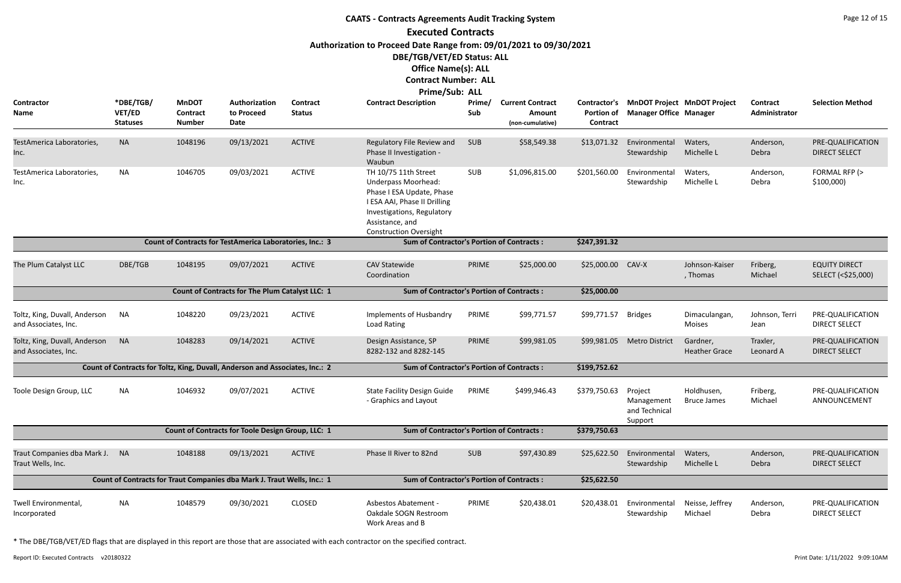# CAATS - Contracts Agreements Audit Tracking System

## Executed Contracts

**Authorization to Proceed Date Range from: 09/01/2021 to 09/30/2021**

**DBE/TGB/VET/ED Status: ALL**

**Office Name(s): ALL**

**Contract Number: ALL**

**Prime/Sub: ALL**

| Contractor Name | *DBE/TGB/ VET/ED Statuses | MnDOT Contract Number | Authorization to Proceed Date | Contract Status | Contract Description | Prime/ Sub | Current Contract Amount (non-cumulative) | Contractor's Portion of Contract | MnDOT Project Manager Office | MnDOT Project Manager | Contract Administrator | Selection Method |
|---|---|---|---|---|---|---|---|---|---|---|---|---|
| TestAmerica Laboratories, Inc. | NA | 1048196 | 09/13/2021 | ACTIVE | Regulatory File Review and Phase II Investigation - Waubun | SUB | $58,549.38 | $13,071.32 | Environmental Stewardship | Waters, Michelle L | Anderson, Debra | PRE-QUALIFICATION DIRECT SELECT |
| TestAmerica Laboratories, Inc. | NA | 1046705 | 09/03/2021 | ACTIVE | TH 10/75 11th Street Underpass Moorhead: Phase I ESA Update, Phase I ESA AAI, Phase II Drilling Investigations, Regulatory Assistance, and Construction Oversight | SUB | $1,096,815.00 | $201,560.00 | Environmental Stewardship | Waters, Michelle L | Anderson, Debra | FORMAL RFP (> $100,000) |
| | | Count of Contracts for TestAmerica Laboratories, Inc.: 3 | | | Sum of Contractor's Portion of Contracts : | | | $247,391.32 | | | | |
| The Plum Catalyst LLC | DBE/TGB | 1048195 | 09/07/2021 | ACTIVE | CAV Statewide Coordination | PRIME | $25,000.00 | $25,000.00 | CAV-X | Johnson-Kaiser, Thomas | Friberg, Michael | EQUITY DIRECT SELECT (<$25,000) |
| | | Count of Contracts for The Plum Catalyst LLC: 1 | | | Sum of Contractor's Portion of Contracts : | | | $25,000.00 | | | | |
| Toltz, King, Duvall, Anderson and Associates, Inc. | NA | 1048220 | 09/23/2021 | ACTIVE | Implements of Husbandry Load Rating | PRIME | $99,771.57 | $99,771.57 | Bridges | Dimaculangan, Moises | Johnson, Terri Jean | PRE-QUALIFICATION DIRECT SELECT |
| Toltz, King, Duvall, Anderson and Associates, Inc. | NA | 1048283 | 09/14/2021 | ACTIVE | Design Assistance, SP 8282-132 and 8282-145 | PRIME | $99,981.05 | $99,981.05 | Metro District | Gardner, Heather Grace | Traxler, Leonard A | PRE-QUALIFICATION DIRECT SELECT |
| | | Count of Contracts for Toltz, King, Duvall, Anderson and Associates, Inc.: 2 | | | Sum of Contractor's Portion of Contracts : | | | $199,752.62 | | | | |
| Toole Design Group, LLC | NA | 1046932 | 09/07/2021 | ACTIVE | State Facility Design Guide - Graphics and Layout | PRIME | $499,946.43 | $379,750.63 | Project Management and Technical Support | Holdhusen, Bruce James | Friberg, Michael | PRE-QUALIFICATION ANNOUNCEMENT |
| | | Count of Contracts for Toole Design Group, LLC: 1 | | | Sum of Contractor's Portion of Contracts : | | | $379,750.63 | | | | |
| Traut Companies dba Mark J. Traut Wells, Inc. | NA | 1048188 | 09/13/2021 | ACTIVE | Phase II River to 82nd | SUB | $97,430.89 | $25,622.50 | Environmental Stewardship | Waters, Michelle L | Anderson, Debra | PRE-QUALIFICATION DIRECT SELECT |
| | | Count of Contracts for Traut Companies dba Mark J. Traut Wells, Inc.: 1 | | | Sum of Contractor's Portion of Contracts : | | | $25,622.50 | | | | |
| Twell Environmental, Incorporated | NA | 1048579 | 09/30/2021 | CLOSED | Asbestos Abatement - Oakdale SOGN Restroom Work Areas and B | PRIME | $20,438.01 | $20,438.01 | Environmental Stewardship | Neisse, Jeffrey Michael | Anderson, Debra | PRE-QUALIFICATION DIRECT SELECT |

* The DBE/TGB/VET/ED flags that are displayed in this report are those that are associated with each contractor on the specified contract.

Report ID: Executed Contracts v20180322 Print Date: 1/11/2022 9:09:10AM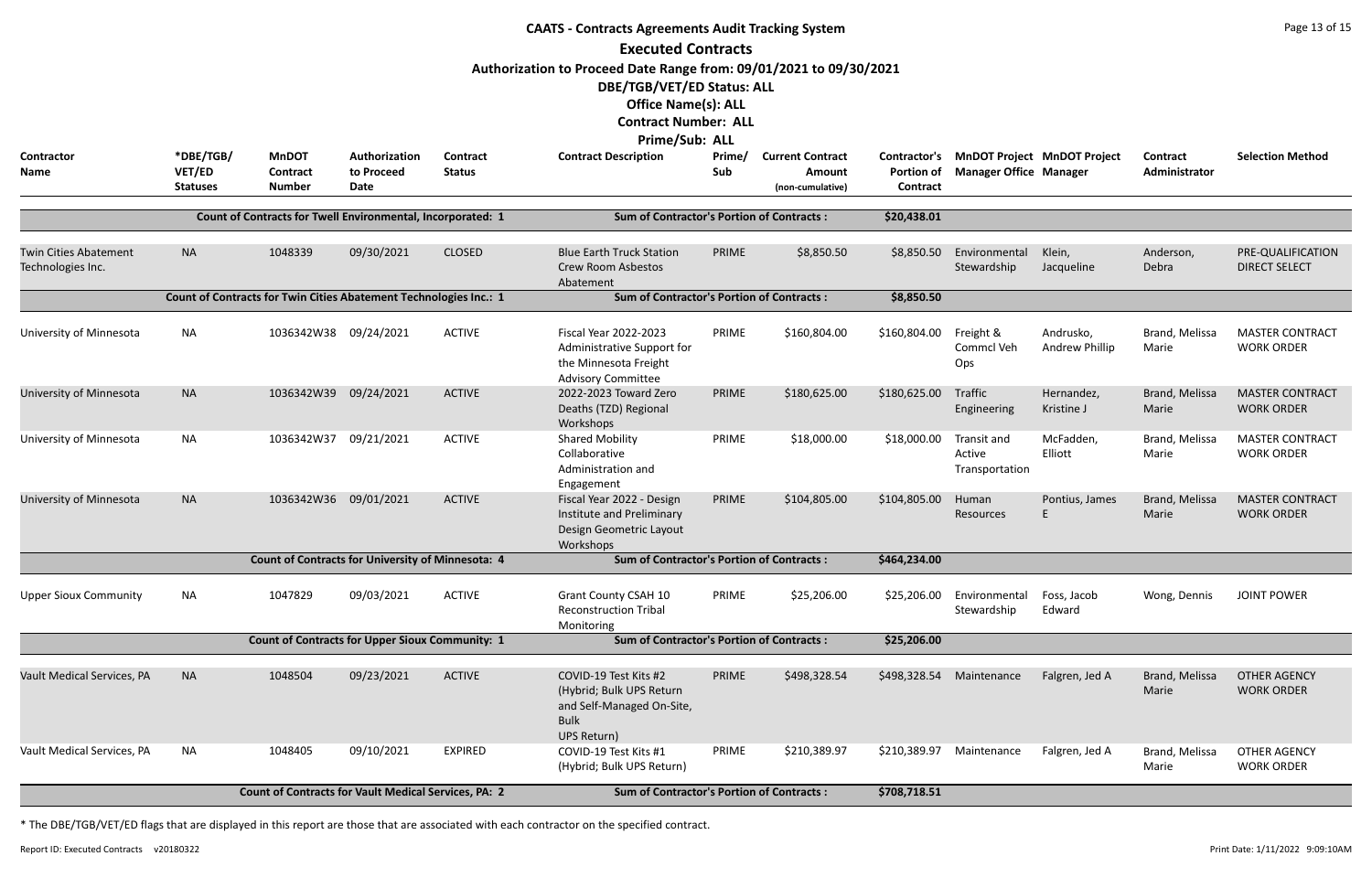# CAATS - Contracts Agreements Audit Tracking System

## Executed Contracts

**Authorization to Proceed Date Range from: 09/01/2021 to 09/30/2021**

**DBE/TGB/VET/ED Status: ALL**

**Office Name(s): ALL**

**Contract Number: ALL**

**Prime/Sub: ALL**

| Contractor Name | *DBE/TGB/VET/ED Statuses | MnDOT Contract Number | Authorization to Proceed Date | Contract Status | Contract Description | Prime/Sub | Current Contract Amount (non-cumulative) | Contractor's Portion of Contract | MnDOT Project Manager Office | MnDOT Project Manager | Contract Administrator | Selection Method |
|---|---|---|---|---|---|---|---|---|---|---|---|---|
| | | Count of Contracts for Twell Environmental, Incorporated: 1 | | | Sum of Contractor's Portion of Contracts : | | | $20,438.01 | | | | |
| Twin Cities Abatement Technologies Inc. | NA | 1048339 | 09/30/2021 | CLOSED | Blue Earth Truck Station Crew Room Asbestos Abatement | PRIME | $8,850.50 | $8,850.50 | Environmental Stewardship | Klein, Jacqueline | Anderson, Debra | PRE-QUALIFICATION DIRECT SELECT |
| | | Count of Contracts for Twin Cities Abatement Technologies Inc.: 1 | | | Sum of Contractor's Portion of Contracts : | | | $8,850.50 | | | | |
| University of Minnesota | NA | 1036342W38 | 09/24/2021 | ACTIVE | Fiscal Year 2022-2023 Administrative Support for the Minnesota Freight Advisory Committee | PRIME | $160,804.00 | $160,804.00 | Freight & Commcl Veh Ops | Andrusko, Andrew Phillip | Brand, Melissa Marie | MASTER CONTRACT WORK ORDER |
| University of Minnesota | NA | 1036342W39 | 09/24/2021 | ACTIVE | 2022-2023 Toward Zero Deaths (TZD) Regional Workshops | PRIME | $180,625.00 | $180,625.00 | Traffic Engineering | Hernandez, Kristine J | Brand, Melissa Marie | MASTER CONTRACT WORK ORDER |
| University of Minnesota | NA | 1036342W37 | 09/21/2021 | ACTIVE | Shared Mobility Collaborative Administration and Engagement | PRIME | $18,000.00 | $18,000.00 | Transit and Active Transportation | McFadden, Elliott | Brand, Melissa Marie | MASTER CONTRACT WORK ORDER |
| University of Minnesota | NA | 1036342W36 | 09/01/2021 | ACTIVE | Fiscal Year 2022 - Design Institute and Preliminary Design Geometric Layout Workshops | PRIME | $104,805.00 | $104,805.00 | Human Resources | Pontius, James E | Brand, Melissa Marie | MASTER CONTRACT WORK ORDER |
| | | Count of Contracts for University of Minnesota: 4 | | | Sum of Contractor's Portion of Contracts : | | | $464,234.00 | | | | |
| Upper Sioux Community | NA | 1047829 | 09/03/2021 | ACTIVE | Grant County CSAH 10 Reconstruction Tribal Monitoring | PRIME | $25,206.00 | $25,206.00 | Environmental Stewardship | Foss, Jacob Edward | Wong, Dennis | JOINT POWER |
| | | Count of Contracts for Upper Sioux Community: 1 | | | Sum of Contractor's Portion of Contracts : | | | $25,206.00 | | | | |
| Vault Medical Services, PA | NA | 1048504 | 09/23/2021 | ACTIVE | COVID-19 Test Kits #2 (Hybrid; Bulk UPS Return and Self-Managed On-Site, Bulk UPS Return) | PRIME | $498,328.54 | $498,328.54 | Maintenance | Falgren, Jed A | Brand, Melissa Marie | OTHER AGENCY WORK ORDER |
| Vault Medical Services, PA | NA | 1048405 | 09/10/2021 | EXPIRED | COVID-19 Test Kits #1 (Hybrid; Bulk UPS Return) | PRIME | $210,389.97 | $210,389.97 | Maintenance | Falgren, Jed A | Brand, Melissa Marie | OTHER AGENCY WORK ORDER |
| | | Count of Contracts for Vault Medical Services, PA: 2 | | | Sum of Contractor's Portion of Contracts : | | | $708,718.51 | | | | |

* The DBE/TGB/VET/ED flags that are displayed in this report are those that are associated with each contractor on the specified contract.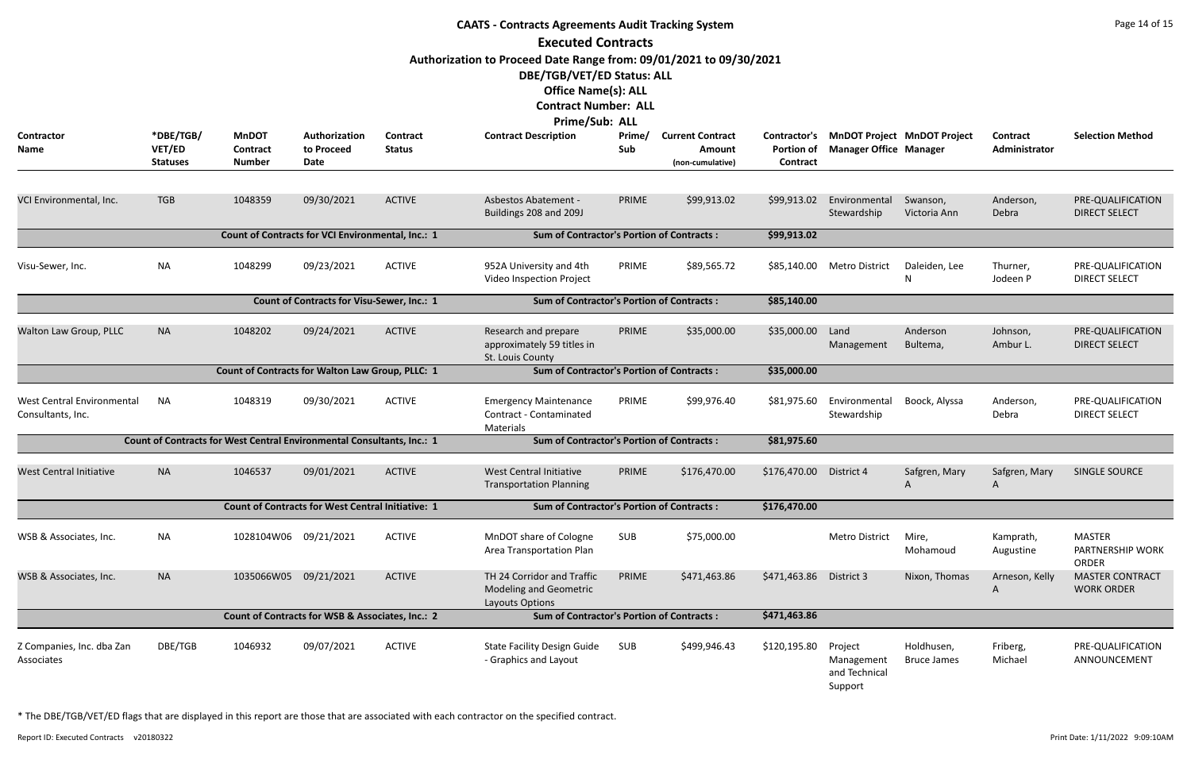# CAATS - Contracts Agreements Audit Tracking System

## Executed Contracts

**Authorization to Proceed Date Range from: 09/01/2021 to 09/30/2021**

**DBE/TGB/VET/ED Status: ALL**

**Office Name(s): ALL**

**Contract Number: ALL**

**Prime/Sub: ALL**

| Contractor Name | *DBE/TGB/ VET/ED Statuses | MnDOT Contract Number | Authorization to Proceed Date | Contract Status | Contract Description | Prime/ Sub | Current Contract Amount (non-cumulative) | Contractor's Portion of Contract | MnDOT Project Manager Office | MnDOT Project Manager | Contract Administrator | Selection Method |
|---|---|---|---|---|---|---|---|---|---|---|---|---|
| VCI Environmental, Inc. | TGB | 1048359 | 09/30/2021 | ACTIVE | Asbestos Abatement - Buildings 208 and 209J | PRIME | $99,913.02 | $99,913.02 | Environmental Stewardship | Swanson, Victoria Ann | Anderson, Debra | PRE-QUALIFICATION DIRECT SELECT |
| | | Count of Contracts for VCI Environmental, Inc.: 1 | | | Sum of Contractor's Portion of Contracts : | | | $99,913.02 | | | | |
| Visu-Sewer, Inc. | NA | 1048299 | 09/23/2021 | ACTIVE | 952A University and 4th Video Inspection Project | PRIME | $89,565.72 | $85,140.00 | Metro District | Daleiden, Lee N | Thurner, Jodeen P | PRE-QUALIFICATION DIRECT SELECT |
| | | Count of Contracts for Visu-Sewer, Inc.: 1 | | | Sum of Contractor's Portion of Contracts : | | | $85,140.00 | | | | |
| Walton Law Group, PLLC | NA | 1048202 | 09/24/2021 | ACTIVE | Research and prepare approximately 59 titles in St. Louis County | PRIME | $35,000.00 | $35,000.00 | Land Management | Anderson Bultema, | Johnson, Ambur L. | PRE-QUALIFICATION DIRECT SELECT |
| | | Count of Contracts for Walton Law Group, PLLC: 1 | | | Sum of Contractor's Portion of Contracts : | | | $35,000.00 | | | | |
| West Central Environmental Consultants, Inc. | NA | 1048319 | 09/30/2021 | ACTIVE | Emergency Maintenance Contract - Contaminated Materials | PRIME | $99,976.40 | $81,975.60 | Environmental Stewardship | Boock, Alyssa | Anderson, Debra | PRE-QUALIFICATION DIRECT SELECT |
| | | Count of Contracts for West Central Environmental Consultants, Inc.: 1 | | | Sum of Contractor's Portion of Contracts : | | | $81,975.60 | | | | |
| West Central Initiative | NA | 1046537 | 09/01/2021 | ACTIVE | West Central Initiative Transportation Planning | PRIME | $176,470.00 | $176,470.00 | District 4 | Safgren, Mary A | Safgren, Mary A | SINGLE SOURCE |
| | | Count of Contracts for West Central Initiative: 1 | | | Sum of Contractor's Portion of Contracts : | | | $176,470.00 | | | | |
| WSB & Associates, Inc. | NA | 1028104W06 | 09/21/2021 | ACTIVE | MnDOT share of Cologne Area Transportation Plan | SUB | $75,000.00 | | Metro District | Mire, Mohamoud | Kamprath, Augustine | MASTER PARTNERSHIP WORK ORDER |
| WSB & Associates, Inc. | NA | 1035066W05 | 09/21/2021 | ACTIVE | TH 24 Corridor and Traffic Modeling and Geometric Layouts Options | PRIME | $471,463.86 | $471,463.86 | District 3 | Nixon, Thomas | Arneson, Kelly A | MASTER CONTRACT WORK ORDER |
| | | Count of Contracts for WSB & Associates, Inc.: 2 | | | Sum of Contractor's Portion of Contracts : | | | $471,463.86 | | | | |
| Z Companies, Inc. dba Zan Associates | DBE/TGB | 1046932 | 09/07/2021 | ACTIVE | State Facility Design Guide - Graphics and Layout | SUB | $499,946.43 | $120,195.80 | Project Management and Technical Support | Holdhusen, Bruce James | Friberg, Michael | PRE-QUALIFICATION ANNOUNCEMENT |

\* The DBE/TGB/VET/ED flags that are displayed in this report are those that are associated with each contractor on the specified contract.

Report ID: Executed Contracts v20180322 Print Date: 1/11/2022 9:09:10AM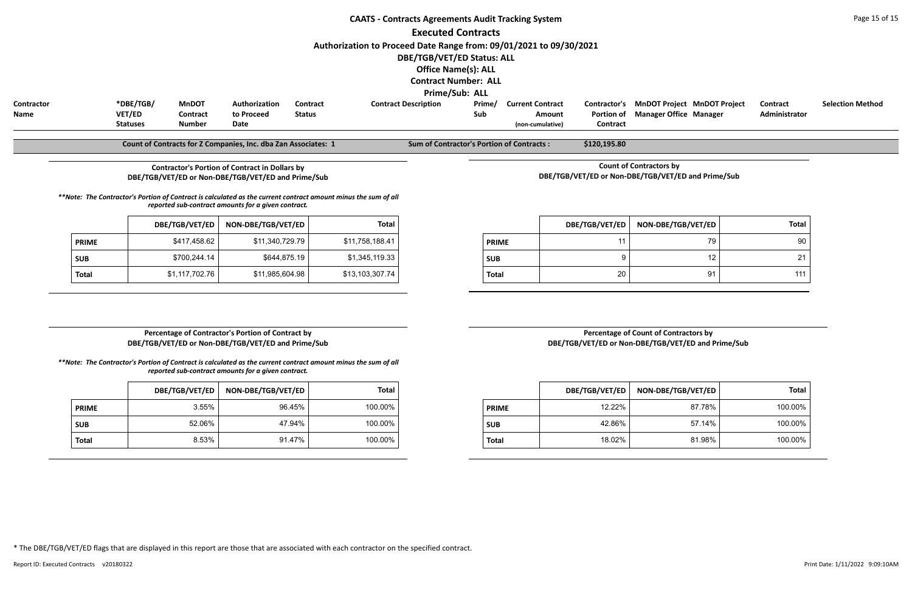# CAATS - Contracts Agreements Audit Tracking System

## Executed Contracts

**Authorization to Proceed Date Range from: 09/01/2021 to 09/30/2021**

**DBE/TGB/VET/ED Status: ALL**

**Office Name(s): ALL**

**Contract Number: ALL**

**Prime/Sub: ALL**

| Contractor Name | *DBE/TGB/ VET/ED Statuses | MnDOT Contract Number | Authorization to Proceed Date | Contract Status | Contract Description | Prime/ Sub | Current Contract Amount (non-cumulative) | Contractor's Portion of Contract | MnDOT Project Manager Office | MnDOT Project Manager | Contract Administrator | Selection Method |
|---|---|---|---|---|---|---|---|---|---|---|---|---|

**Count of Contracts for Z Companies, Inc. dba Zan Associates: 1** **Sum of Contractor's Portion of Contracts : $120,195.80**

### Contractor's Portion of Contract in Dollars by DBE/TGB/VET/ED or Non-DBE/TGB/VET/ED and Prime/Sub

*\*\*Note: The Contractor's Portion of Contract is calculated as the current contract amount minus the sum of all reported sub-contract amounts for a given contract.*

| | DBE/TGB/VET/ED | NON-DBE/TGB/VET/ED | Total |
|---|---|---|---|
| **PRIME** | $417,458.62 | $11,340,729.79 | $11,758,188.41 |
| **SUB** | $700,244.14 | $644,875.19 | $1,345,119.33 |
| **Total** | $1,117,702.76 | $11,985,604.98 | $13,103,307.74 |

### Count of Contractors by DBE/TGB/VET/ED or Non-DBE/TGB/VET/ED and Prime/Sub

| | DBE/TGB/VET/ED | NON-DBE/TGB/VET/ED | Total |
|---|---|---|---|
| **PRIME** | 11 | 79 | 90 |
| **SUB** | 9 | 12 | 21 |
| **Total** | 20 | 91 | 111 |

### Percentage of Contractor's Portion of Contract by DBE/TGB/VET/ED or Non-DBE/TGB/VET/ED and Prime/Sub

*\*\*Note: The Contractor's Portion of Contract is calculated as the current contract amount minus the sum of all reported sub-contract amounts for a given contract.*

| | DBE/TGB/VET/ED | NON-DBE/TGB/VET/ED | Total |
|---|---|---|---|
| **PRIME** | 3.55% | 96.45% | 100.00% |
| **SUB** | 52.06% | 47.94% | 100.00% |
| **Total** | 8.53% | 91.47% | 100.00% |

### Percentage of Count of Contractors by DBE/TGB/VET/ED or Non-DBE/TGB/VET/ED and Prime/Sub

| | DBE/TGB/VET/ED | NON-DBE/TGB/VET/ED | Total |
|---|---|---|---|
| **PRIME** | 12.22% | 87.78% | 100.00% |
| **SUB** | 42.86% | 57.14% | 100.00% |
| **Total** | 18.02% | 81.98% | 100.00% |

\* The DBE/TGB/VET/ED flags that are displayed in this report are those that are associated with each contractor on the specified contract.

Report ID: Executed Contracts v20180322

Print Date: 1/11/2022 9:09:10AM